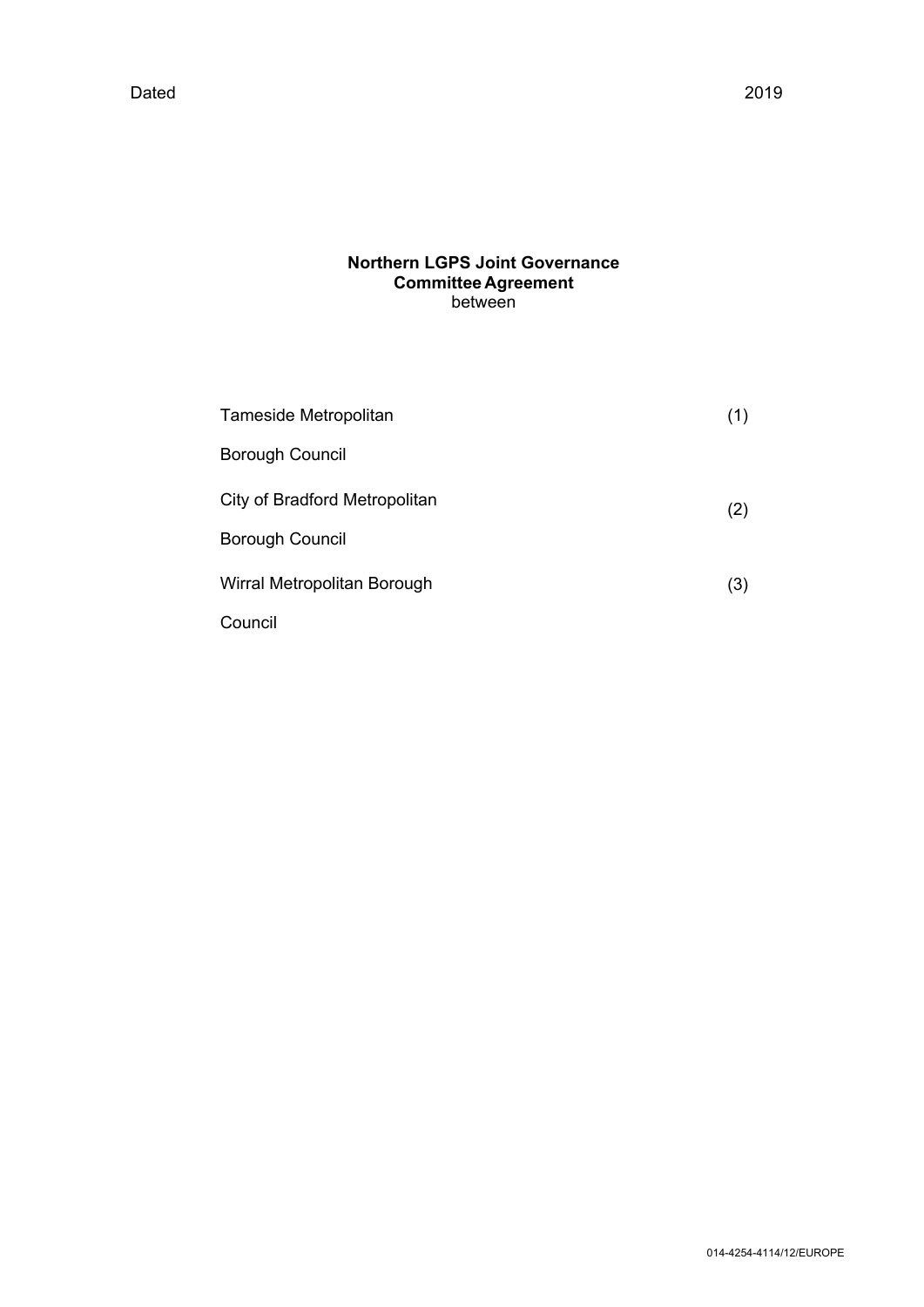Dated 2019

**Northern LGPS Joint Governance Committee Agreement**
between

| | |
|---|---|
| Tameside Metropolitan Borough Council | (1) |
| City of Bradford Metropolitan Borough Council | (2) |
| Wirral Metropolitan Borough Council | (3) |

014-4254-4114/12/EUROPE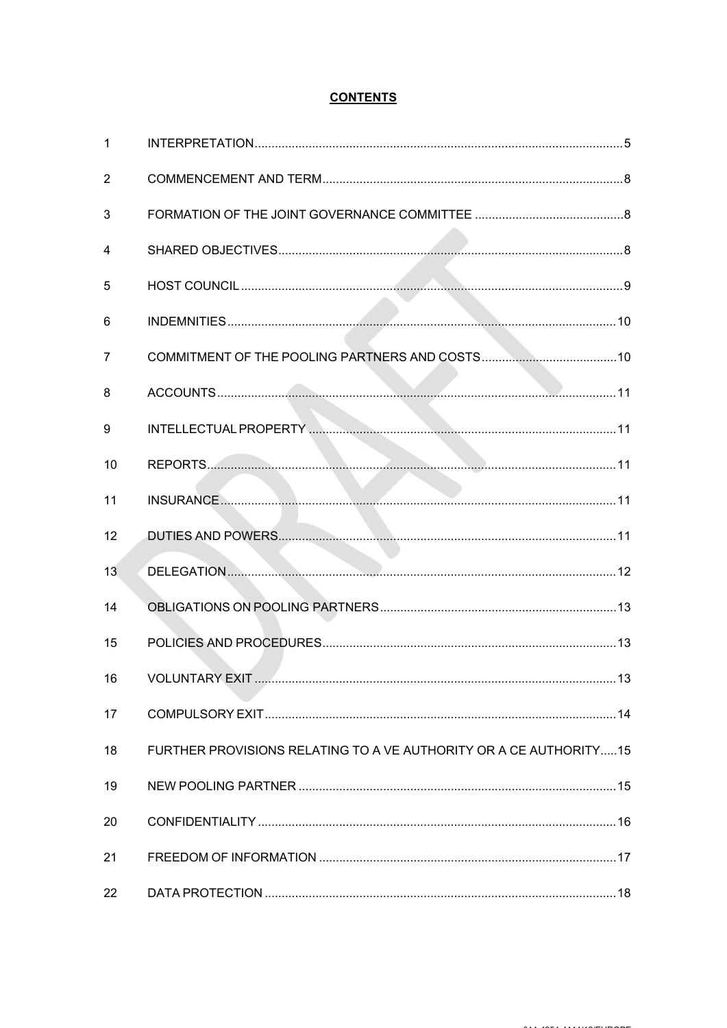# CONTENTS

| | | |
|---|---|---|
| 1 | INTERPRETATION | 5 |
| 2 | COMMENCEMENT AND TERM | 8 |
| 3 | FORMATION OF THE JOINT GOVERNANCE COMMITTEE | 8 |
| 4 | SHARED OBJECTIVES | 8 |
| 5 | HOST COUNCIL | 9 |
| 6 | INDEMNITIES | 10 |
| 7 | COMMITMENT OF THE POOLING PARTNERS AND COSTS | 10 |
| 8 | ACCOUNTS | 11 |
| 9 | INTELLECTUAL PROPERTY | 11 |
| 10 | REPORTS | 11 |
| 11 | INSURANCE | 11 |
| 12 | DUTIES AND POWERS | 11 |
| 13 | DELEGATION | 12 |
| 14 | OBLIGATIONS ON POOLING PARTNERS | 13 |
| 15 | POLICIES AND PROCEDURES | 13 |
| 16 | VOLUNTARY EXIT | 13 |
| 17 | COMPULSORY EXIT | 14 |
| 18 | FURTHER PROVISIONS RELATING TO A VE AUTHORITY OR A CE AUTHORITY | 15 |
| 19 | NEW POOLING PARTNER | 15 |
| 20 | CONFIDENTIALITY | 16 |
| 21 | FREEDOM OF INFORMATION | 17 |
| 22 | DATA PROTECTION | 18 |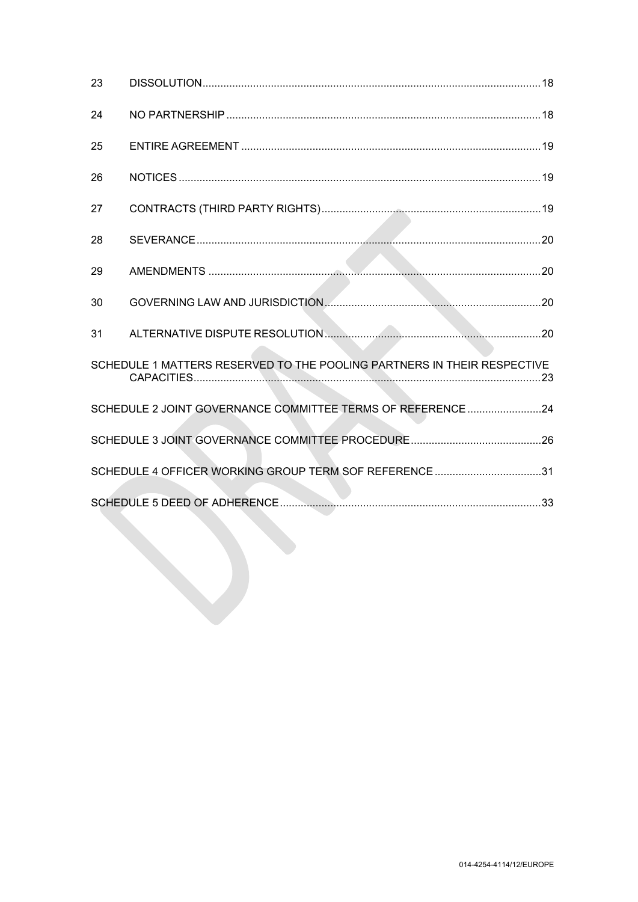| | | |
|---|---|---|
| 23 | DISSOLUTION | 18 |
| 24 | NO PARTNERSHIP | 18 |
| 25 | ENTIRE AGREEMENT | 19 |
| 26 | NOTICES | 19 |
| 27 | CONTRACTS (THIRD PARTY RIGHTS) | 19 |
| 28 | SEVERANCE | 20 |
| 29 | AMENDMENTS | 20 |
| 30 | GOVERNING LAW AND JURISDICTION | 20 |
| 31 | ALTERNATIVE DISPUTE RESOLUTION | 20 |

SCHEDULE 1 MATTERS RESERVED TO THE POOLING PARTNERS IN THEIR RESPECTIVE CAPACITIES ....23

SCHEDULE 2 JOINT GOVERNANCE COMMITTEE TERMS OF REFERENCE ....24

SCHEDULE 3 JOINT GOVERNANCE COMMITTEE PROCEDURE ....26

SCHEDULE 4 OFFICER WORKING GROUP TERM SOF REFERENCE ....31

SCHEDULE 5 DEED OF ADHERENCE ....33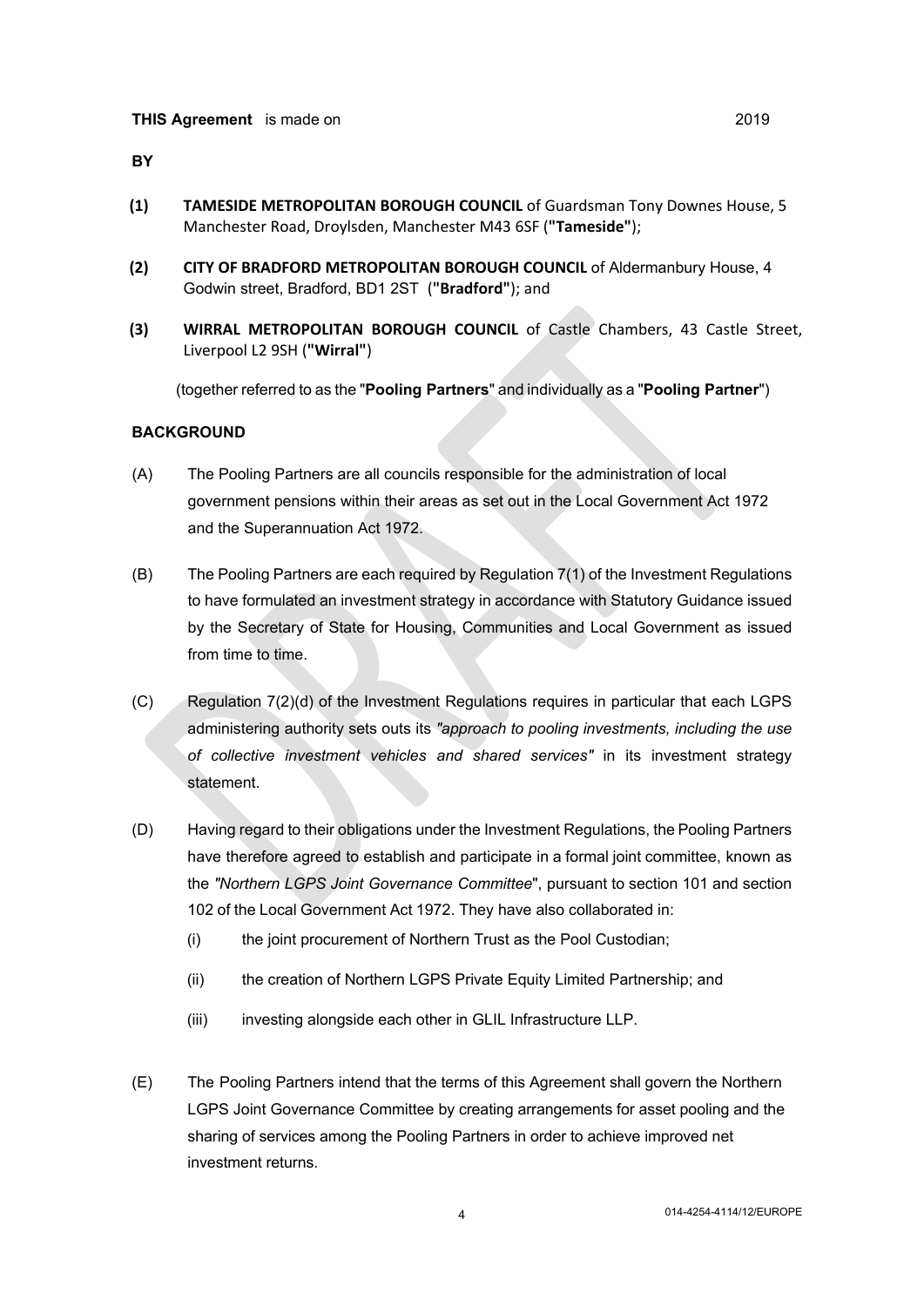**THIS Agreement** is made on 2019

**BY**

**(1)** **TAMESIDE METROPOLITAN BOROUGH COUNCIL** of Guardsman Tony Downes House, 5 Manchester Road, Droylsden, Manchester M43 6SF (**"Tameside"**);

**(2)** **CITY OF BRADFORD METROPOLITAN BOROUGH COUNCIL** of Aldermanbury House, 4 Godwin street, Bradford, BD1 2ST (**"Bradford"**); and

**(3)** **WIRRAL METROPOLITAN BOROUGH COUNCIL** of Castle Chambers, 43 Castle Street, Liverpool L2 9SH (**"Wirral"**)

(together referred to as the "**Pooling Partners**" and individually as a "**Pooling Partner**")

**BACKGROUND**

(A) The Pooling Partners are all councils responsible for the administration of local government pensions within their areas as set out in the Local Government Act 1972 and the Superannuation Act 1972.

(B) The Pooling Partners are each required by Regulation 7(1) of the Investment Regulations to have formulated an investment strategy in accordance with Statutory Guidance issued by the Secretary of State for Housing, Communities and Local Government as issued from time to time.

(C) Regulation 7(2)(d) of the Investment Regulations requires in particular that each LGPS administering authority sets outs its *"approach to pooling investments, including the use of collective investment vehicles and shared services"* in its investment strategy statement.

(D) Having regard to their obligations under the Investment Regulations, the Pooling Partners have therefore agreed to establish and participate in a formal joint committee, known as the *"Northern LGPS Joint Governance Committee*", pursuant to section 101 and section 102 of the Local Government Act 1972. They have also collaborated in:

(i) the joint procurement of Northern Trust as the Pool Custodian;

(ii) the creation of Northern LGPS Private Equity Limited Partnership; and

(iii) investing alongside each other in GLIL Infrastructure LLP.

(E) The Pooling Partners intend that the terms of this Agreement shall govern the Northern LGPS Joint Governance Committee by creating arrangements for asset pooling and the sharing of services among the Pooling Partners in order to achieve improved net investment returns.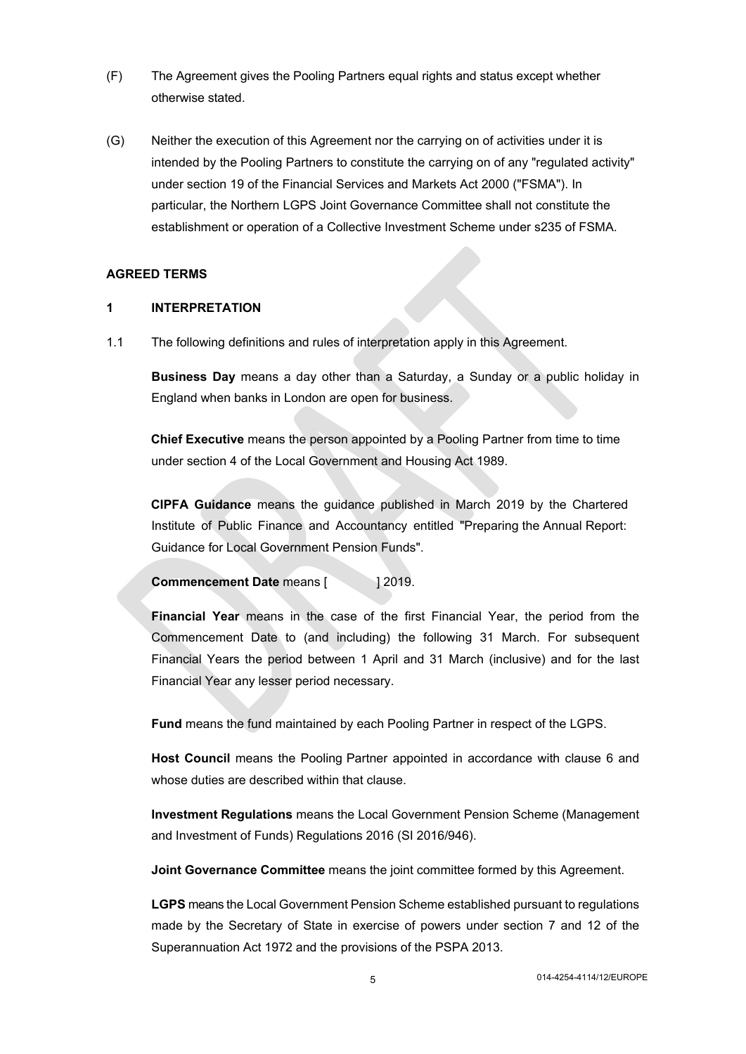(F) The Agreement gives the Pooling Partners equal rights and status except whether otherwise stated.

(G) Neither the execution of this Agreement nor the carrying on of activities under it is intended by the Pooling Partners to constitute the carrying on of any "regulated activity" under section 19 of the Financial Services and Markets Act 2000 ("FSMA"). In particular, the Northern LGPS Joint Governance Committee shall not constitute the establishment or operation of a Collective Investment Scheme under s235 of FSMA.

**AGREED TERMS**

**1 INTERPRETATION**

1.1 The following definitions and rules of interpretation apply in this Agreement.

**Business Day** means a day other than a Saturday, a Sunday or a public holiday in England when banks in London are open for business.

**Chief Executive** means the person appointed by a Pooling Partner from time to time under section 4 of the Local Government and Housing Act 1989.

**CIPFA Guidance** means the guidance published in March 2019 by the Chartered Institute of Public Finance and Accountancy entitled "Preparing the Annual Report: Guidance for Local Government Pension Funds".

**Commencement Date** means [ ] 2019.

**Financial Year** means in the case of the first Financial Year, the period from the Commencement Date to (and including) the following 31 March. For subsequent Financial Years the period between 1 April and 31 March (inclusive) and for the last Financial Year any lesser period necessary.

**Fund** means the fund maintained by each Pooling Partner in respect of the LGPS.

**Host Council** means the Pooling Partner appointed in accordance with clause 6 and whose duties are described within that clause.

**Investment Regulations** means the Local Government Pension Scheme (Management and Investment of Funds) Regulations 2016 (SI 2016/946).

**Joint Governance Committee** means the joint committee formed by this Agreement.

**LGPS** means the Local Government Pension Scheme established pursuant to regulations made by the Secretary of State in exercise of powers under section 7 and 12 of the Superannuation Act 1972 and the provisions of the PSPA 2013.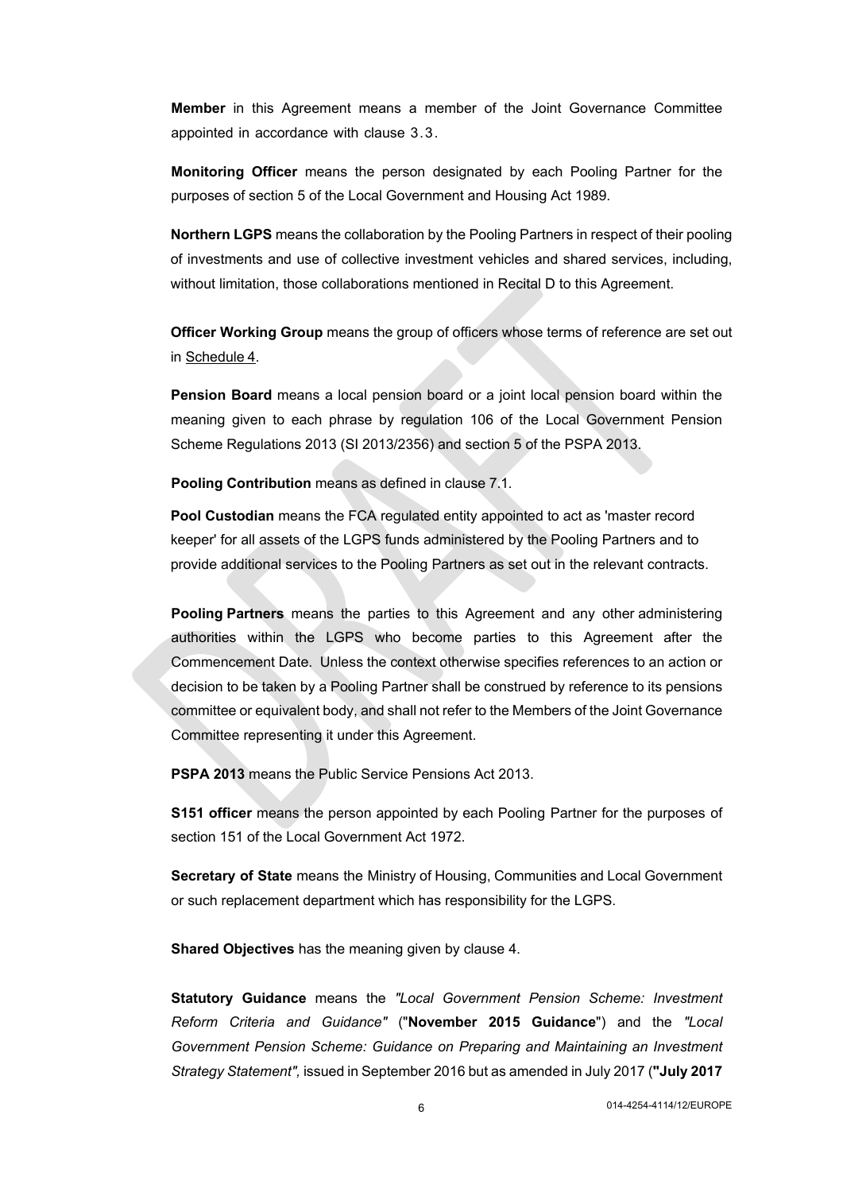**Member** in this Agreement means a member of the Joint Governance Committee appointed in accordance with clause 3.3.

**Monitoring Officer** means the person designated by each Pooling Partner for the purposes of section 5 of the Local Government and Housing Act 1989.

**Northern LGPS** means the collaboration by the Pooling Partners in respect of their pooling of investments and use of collective investment vehicles and shared services, including, without limitation, those collaborations mentioned in Recital D to this Agreement.

**Officer Working Group** means the group of officers whose terms of reference are set out in Schedule 4.

**Pension Board** means a local pension board or a joint local pension board within the meaning given to each phrase by regulation 106 of the Local Government Pension Scheme Regulations 2013 (SI 2013/2356) and section 5 of the PSPA 2013.

**Pooling Contribution** means as defined in clause 7.1.

**Pool Custodian** means the FCA regulated entity appointed to act as 'master record keeper' for all assets of the LGPS funds administered by the Pooling Partners and to provide additional services to the Pooling Partners as set out in the relevant contracts.

**Pooling Partners** means the parties to this Agreement and any other administering authorities within the LGPS who become parties to this Agreement after the Commencement Date. Unless the context otherwise specifies references to an action or decision to be taken by a Pooling Partner shall be construed by reference to its pensions committee or equivalent body, and shall not refer to the Members of the Joint Governance Committee representing it under this Agreement.

**PSPA 2013** means the Public Service Pensions Act 2013.

**S151 officer** means the person appointed by each Pooling Partner for the purposes of section 151 of the Local Government Act 1972.

**Secretary of State** means the Ministry of Housing, Communities and Local Government or such replacement department which has responsibility for the LGPS.

**Shared Objectives** has the meaning given by clause 4.

**Statutory Guidance** means the *"Local Government Pension Scheme: Investment Reform Criteria and Guidance"* ("**November 2015 Guidance**") and the *"Local Government Pension Scheme: Guidance on Preparing and Maintaining an Investment Strategy Statement",* issued in September 2016 but as amended in July 2017 (**"July 2017**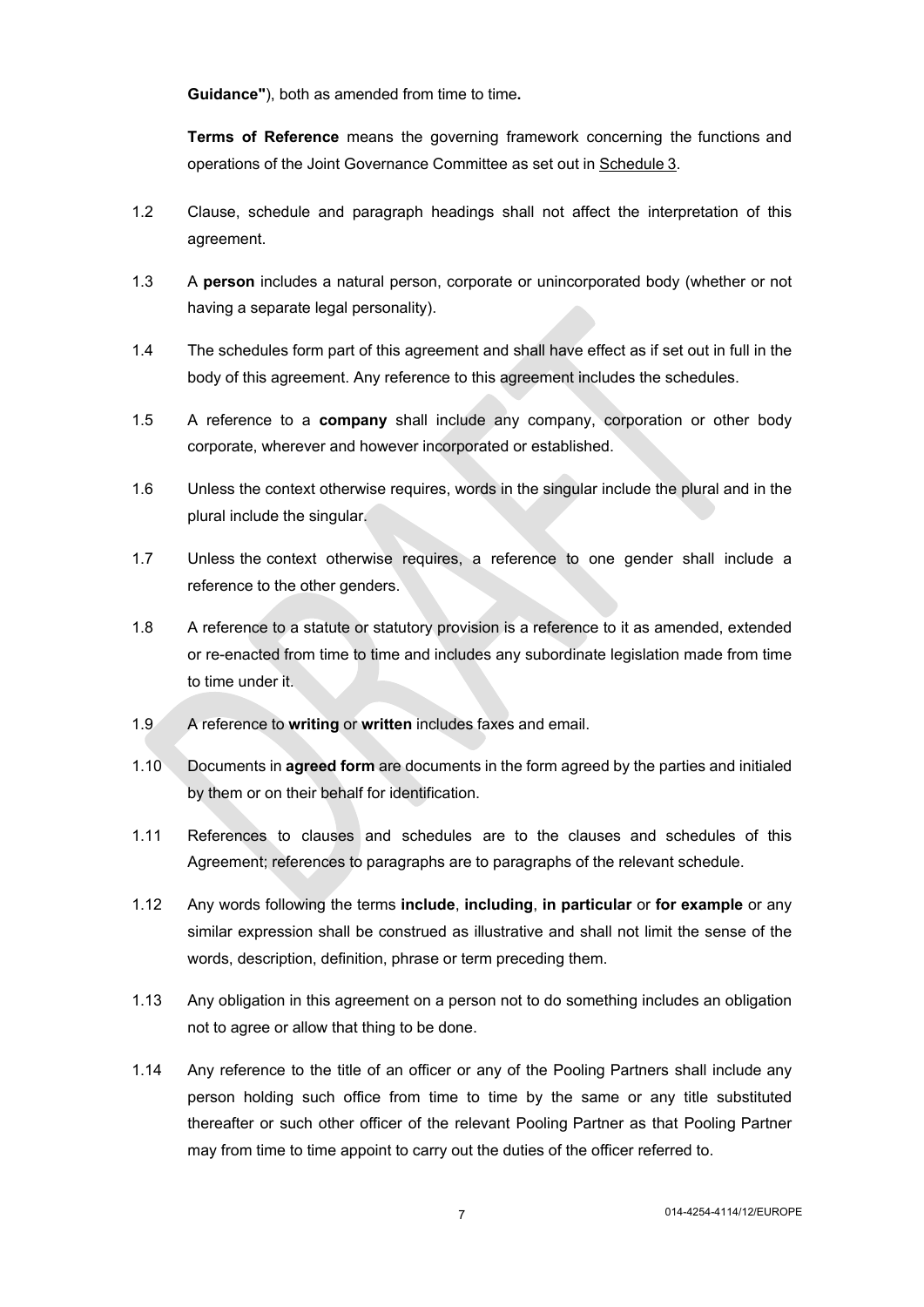**Guidance"**), both as amended from time to time**.**

**Terms of Reference** means the governing framework concerning the functions and operations of the Joint Governance Committee as set out in Schedule 3.

1.2 Clause, schedule and paragraph headings shall not affect the interpretation of this agreement.

1.3 A **person** includes a natural person, corporate or unincorporated body (whether or not having a separate legal personality).

1.4 The schedules form part of this agreement and shall have effect as if set out in full in the body of this agreement. Any reference to this agreement includes the schedules.

1.5 A reference to a **company** shall include any company, corporation or other body corporate, wherever and however incorporated or established.

1.6 Unless the context otherwise requires, words in the singular include the plural and in the plural include the singular.

1.7 Unless the context otherwise requires, a reference to one gender shall include a reference to the other genders.

1.8 A reference to a statute or statutory provision is a reference to it as amended, extended or re-enacted from time to time and includes any subordinate legislation made from time to time under it.

1.9 A reference to **writing** or **written** includes faxes and email.

1.10 Documents in **agreed form** are documents in the form agreed by the parties and initialed by them or on their behalf for identification.

1.11 References to clauses and schedules are to the clauses and schedules of this Agreement; references to paragraphs are to paragraphs of the relevant schedule.

1.12 Any words following the terms **include**, **including**, **in particular** or **for example** or any similar expression shall be construed as illustrative and shall not limit the sense of the words, description, definition, phrase or term preceding them.

1.13 Any obligation in this agreement on a person not to do something includes an obligation not to agree or allow that thing to be done.

1.14 Any reference to the title of an officer or any of the Pooling Partners shall include any person holding such office from time to time by the same or any title substituted thereafter or such other officer of the relevant Pooling Partner as that Pooling Partner may from time to time appoint to carry out the duties of the officer referred to.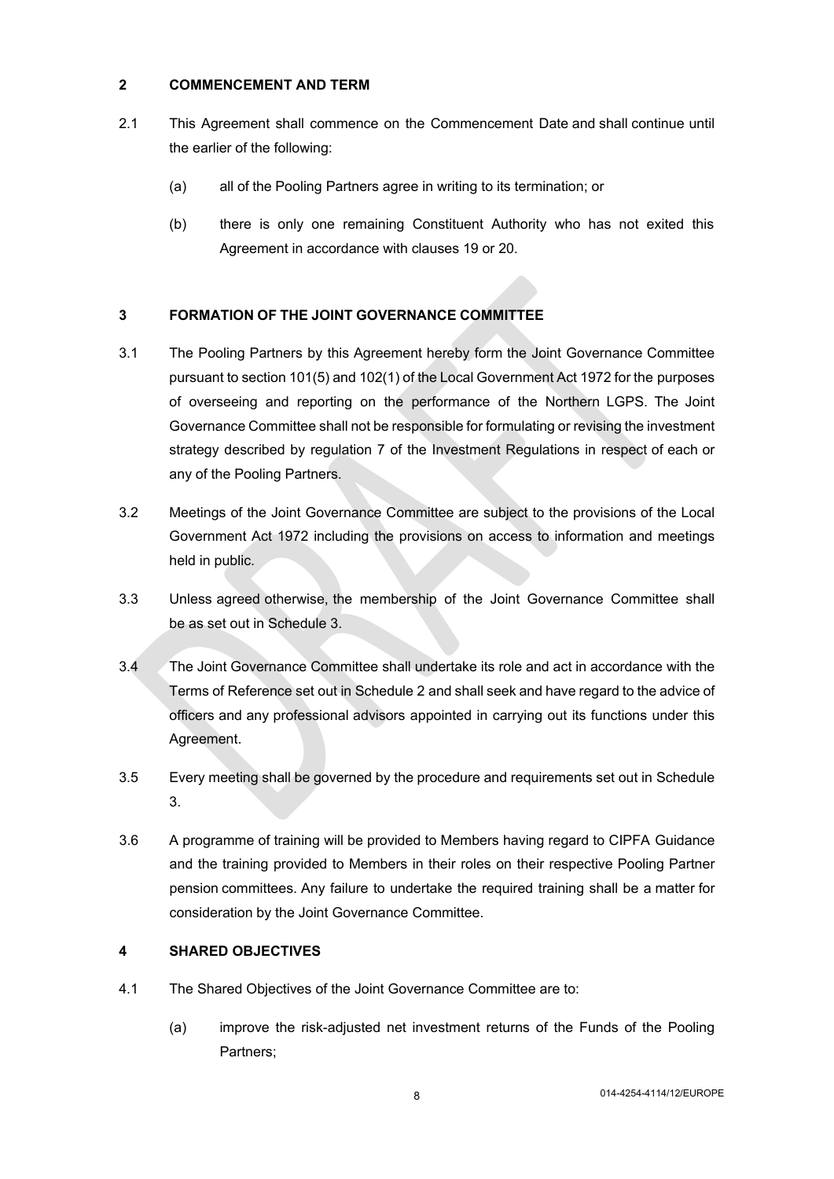## 2 COMMENCEMENT AND TERM

2.1 This Agreement shall commence on the Commencement Date and shall continue until the earlier of the following:

(a) all of the Pooling Partners agree in writing to its termination; or

(b) there is only one remaining Constituent Authority who has not exited this Agreement in accordance with clauses 19 or 20.

## 3 FORMATION OF THE JOINT GOVERNANCE COMMITTEE

3.1 The Pooling Partners by this Agreement hereby form the Joint Governance Committee pursuant to section 101(5) and 102(1) of the Local Government Act 1972 for the purposes of overseeing and reporting on the performance of the Northern LGPS. The Joint Governance Committee shall not be responsible for formulating or revising the investment strategy described by regulation 7 of the Investment Regulations in respect of each or any of the Pooling Partners.

3.2 Meetings of the Joint Governance Committee are subject to the provisions of the Local Government Act 1972 including the provisions on access to information and meetings held in public.

3.3 Unless agreed otherwise, the membership of the Joint Governance Committee shall be as set out in Schedule 3.

3.4 The Joint Governance Committee shall undertake its role and act in accordance with the Terms of Reference set out in Schedule 2 and shall seek and have regard to the advice of officers and any professional advisors appointed in carrying out its functions under this Agreement.

3.5 Every meeting shall be governed by the procedure and requirements set out in Schedule 3.

3.6 A programme of training will be provided to Members having regard to CIPFA Guidance and the training provided to Members in their roles on their respective Pooling Partner pension committees. Any failure to undertake the required training shall be a matter for consideration by the Joint Governance Committee.

## 4 SHARED OBJECTIVES

4.1 The Shared Objectives of the Joint Governance Committee are to:

(a) improve the risk-adjusted net investment returns of the Funds of the Pooling Partners;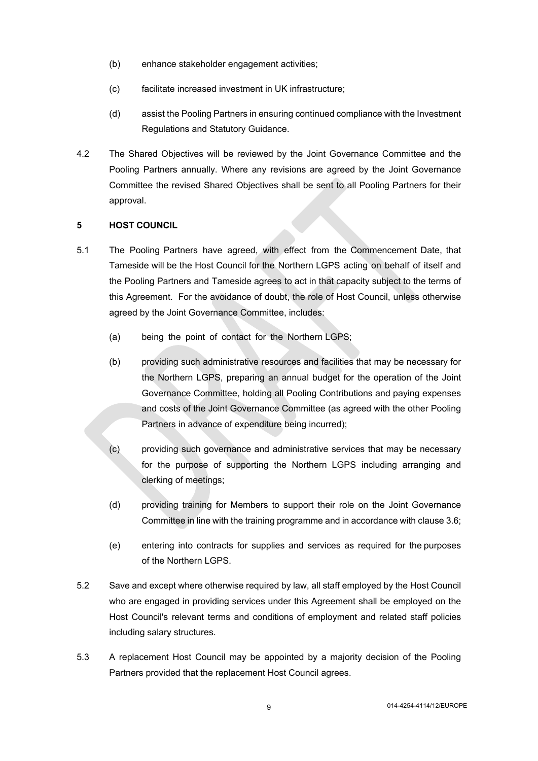(b) enhance stakeholder engagement activities;

(c) facilitate increased investment in UK infrastructure;

(d) assist the Pooling Partners in ensuring continued compliance with the Investment Regulations and Statutory Guidance.

4.2 The Shared Objectives will be reviewed by the Joint Governance Committee and the Pooling Partners annually. Where any revisions are agreed by the Joint Governance Committee the revised Shared Objectives shall be sent to all Pooling Partners for their approval.

## 5 HOST COUNCIL

5.1 The Pooling Partners have agreed, with effect from the Commencement Date, that Tameside will be the Host Council for the Northern LGPS acting on behalf of itself and the Pooling Partners and Tameside agrees to act in that capacity subject to the terms of this Agreement. For the avoidance of doubt, the role of Host Council, unless otherwise agreed by the Joint Governance Committee, includes:

(a) being the point of contact for the Northern LGPS;

(b) providing such administrative resources and facilities that may be necessary for the Northern LGPS, preparing an annual budget for the operation of the Joint Governance Committee, holding all Pooling Contributions and paying expenses and costs of the Joint Governance Committee (as agreed with the other Pooling Partners in advance of expenditure being incurred);

(c) providing such governance and administrative services that may be necessary for the purpose of supporting the Northern LGPS including arranging and clerking of meetings;

(d) providing training for Members to support their role on the Joint Governance Committee in line with the training programme and in accordance with clause 3.6;

(e) entering into contracts for supplies and services as required for the purposes of the Northern LGPS.

5.2 Save and except where otherwise required by law, all staff employed by the Host Council who are engaged in providing services under this Agreement shall be employed on the Host Council's relevant terms and conditions of employment and related staff policies including salary structures.

5.3 A replacement Host Council may be appointed by a majority decision of the Pooling Partners provided that the replacement Host Council agrees.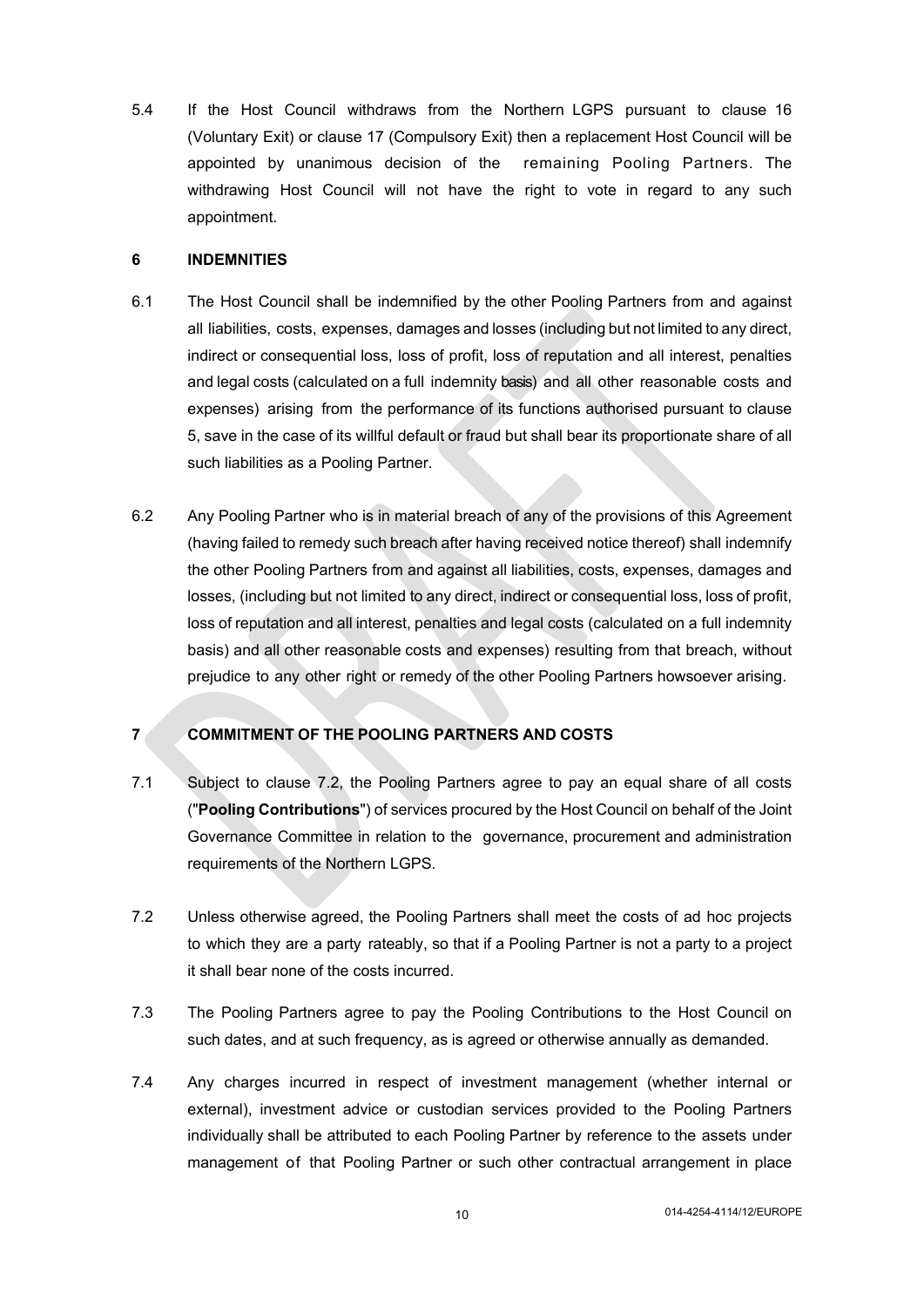5.4 If the Host Council withdraws from the Northern LGPS pursuant to clause 16 (Voluntary Exit) or clause 17 (Compulsory Exit) then a replacement Host Council will be appointed by unanimous decision of the remaining Pooling Partners. The withdrawing Host Council will not have the right to vote in regard to any such appointment.

## 6 INDEMNITIES

6.1 The Host Council shall be indemnified by the other Pooling Partners from and against all liabilities, costs, expenses, damages and losses (including but not limited to any direct, indirect or consequential loss, loss of profit, loss of reputation and all interest, penalties and legal costs (calculated on a full indemnity basis) and all other reasonable costs and expenses) arising from the performance of its functions authorised pursuant to clause 5, save in the case of its willful default or fraud but shall bear its proportionate share of all such liabilities as a Pooling Partner.

6.2 Any Pooling Partner who is in material breach of any of the provisions of this Agreement (having failed to remedy such breach after having received notice thereof) shall indemnify the other Pooling Partners from and against all liabilities, costs, expenses, damages and losses, (including but not limited to any direct, indirect or consequential loss, loss of profit, loss of reputation and all interest, penalties and legal costs (calculated on a full indemnity basis) and all other reasonable costs and expenses) resulting from that breach, without prejudice to any other right or remedy of the other Pooling Partners howsoever arising.

## 7 COMMITMENT OF THE POOLING PARTNERS AND COSTS

7.1 Subject to clause 7.2, the Pooling Partners agree to pay an equal share of all costs ("**Pooling Contributions**") of services procured by the Host Council on behalf of the Joint Governance Committee in relation to the governance, procurement and administration requirements of the Northern LGPS.

7.2 Unless otherwise agreed, the Pooling Partners shall meet the costs of ad hoc projects to which they are a party rateably, so that if a Pooling Partner is not a party to a project it shall bear none of the costs incurred.

7.3 The Pooling Partners agree to pay the Pooling Contributions to the Host Council on such dates, and at such frequency, as is agreed or otherwise annually as demanded.

7.4 Any charges incurred in respect of investment management (whether internal or external), investment advice or custodian services provided to the Pooling Partners individually shall be attributed to each Pooling Partner by reference to the assets under management of that Pooling Partner or such other contractual arrangement in place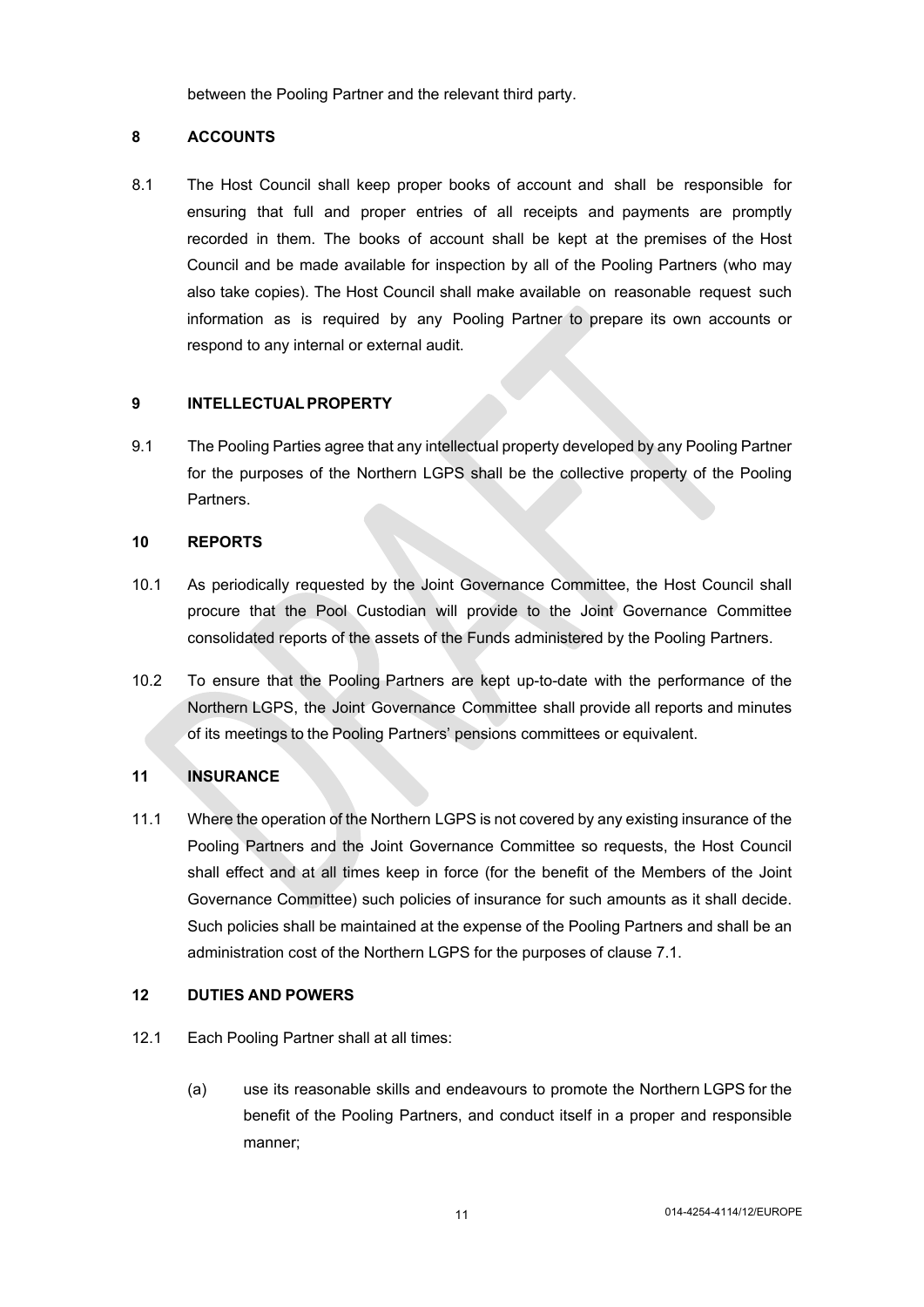between the Pooling Partner and the relevant third party.

## 8 ACCOUNTS

8.1 The Host Council shall keep proper books of account and shall be responsible for ensuring that full and proper entries of all receipts and payments are promptly recorded in them. The books of account shall be kept at the premises of the Host Council and be made available for inspection by all of the Pooling Partners (who may also take copies). The Host Council shall make available on reasonable request such information as is required by any Pooling Partner to prepare its own accounts or respond to any internal or external audit.

## 9 INTELLECTUAL PROPERTY

9.1 The Pooling Parties agree that any intellectual property developed by any Pooling Partner for the purposes of the Northern LGPS shall be the collective property of the Pooling Partners.

## 10 REPORTS

10.1 As periodically requested by the Joint Governance Committee, the Host Council shall procure that the Pool Custodian will provide to the Joint Governance Committee consolidated reports of the assets of the Funds administered by the Pooling Partners.

10.2 To ensure that the Pooling Partners are kept up-to-date with the performance of the Northern LGPS, the Joint Governance Committee shall provide all reports and minutes of its meetings to the Pooling Partners' pensions committees or equivalent.

## 11 INSURANCE

11.1 Where the operation of the Northern LGPS is not covered by any existing insurance of the Pooling Partners and the Joint Governance Committee so requests, the Host Council shall effect and at all times keep in force (for the benefit of the Members of the Joint Governance Committee) such policies of insurance for such amounts as it shall decide. Such policies shall be maintained at the expense of the Pooling Partners and shall be an administration cost of the Northern LGPS for the purposes of clause 7.1.

## 12 DUTIES AND POWERS

12.1 Each Pooling Partner shall at all times:

(a) use its reasonable skills and endeavours to promote the Northern LGPS for the benefit of the Pooling Partners, and conduct itself in a proper and responsible manner;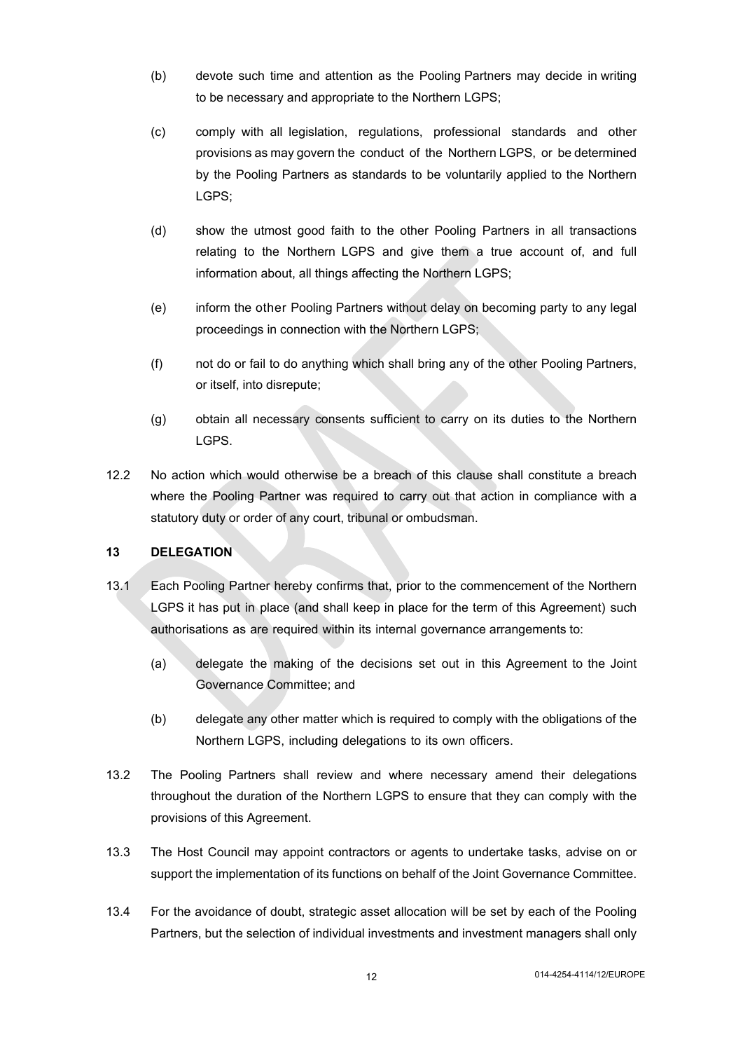(b) devote such time and attention as the Pooling Partners may decide in writing to be necessary and appropriate to the Northern LGPS;

(c) comply with all legislation, regulations, professional standards and other provisions as may govern the conduct of the Northern LGPS, or be determined by the Pooling Partners as standards to be voluntarily applied to the Northern LGPS;

(d) show the utmost good faith to the other Pooling Partners in all transactions relating to the Northern LGPS and give them a true account of, and full information about, all things affecting the Northern LGPS;

(e) inform the other Pooling Partners without delay on becoming party to any legal proceedings in connection with the Northern LGPS;

(f) not do or fail to do anything which shall bring any of the other Pooling Partners, or itself, into disrepute;

(g) obtain all necessary consents sufficient to carry on its duties to the Northern LGPS.

12.2 No action which would otherwise be a breach of this clause shall constitute a breach where the Pooling Partner was required to carry out that action in compliance with a statutory duty or order of any court, tribunal or ombudsman.

**13 DELEGATION**

13.1 Each Pooling Partner hereby confirms that, prior to the commencement of the Northern LGPS it has put in place (and shall keep in place for the term of this Agreement) such authorisations as are required within its internal governance arrangements to:

(a) delegate the making of the decisions set out in this Agreement to the Joint Governance Committee; and

(b) delegate any other matter which is required to comply with the obligations of the Northern LGPS, including delegations to its own officers.

13.2 The Pooling Partners shall review and where necessary amend their delegations throughout the duration of the Northern LGPS to ensure that they can comply with the provisions of this Agreement.

13.3 The Host Council may appoint contractors or agents to undertake tasks, advise on or support the implementation of its functions on behalf of the Joint Governance Committee.

13.4 For the avoidance of doubt, strategic asset allocation will be set by each of the Pooling Partners, but the selection of individual investments and investment managers shall only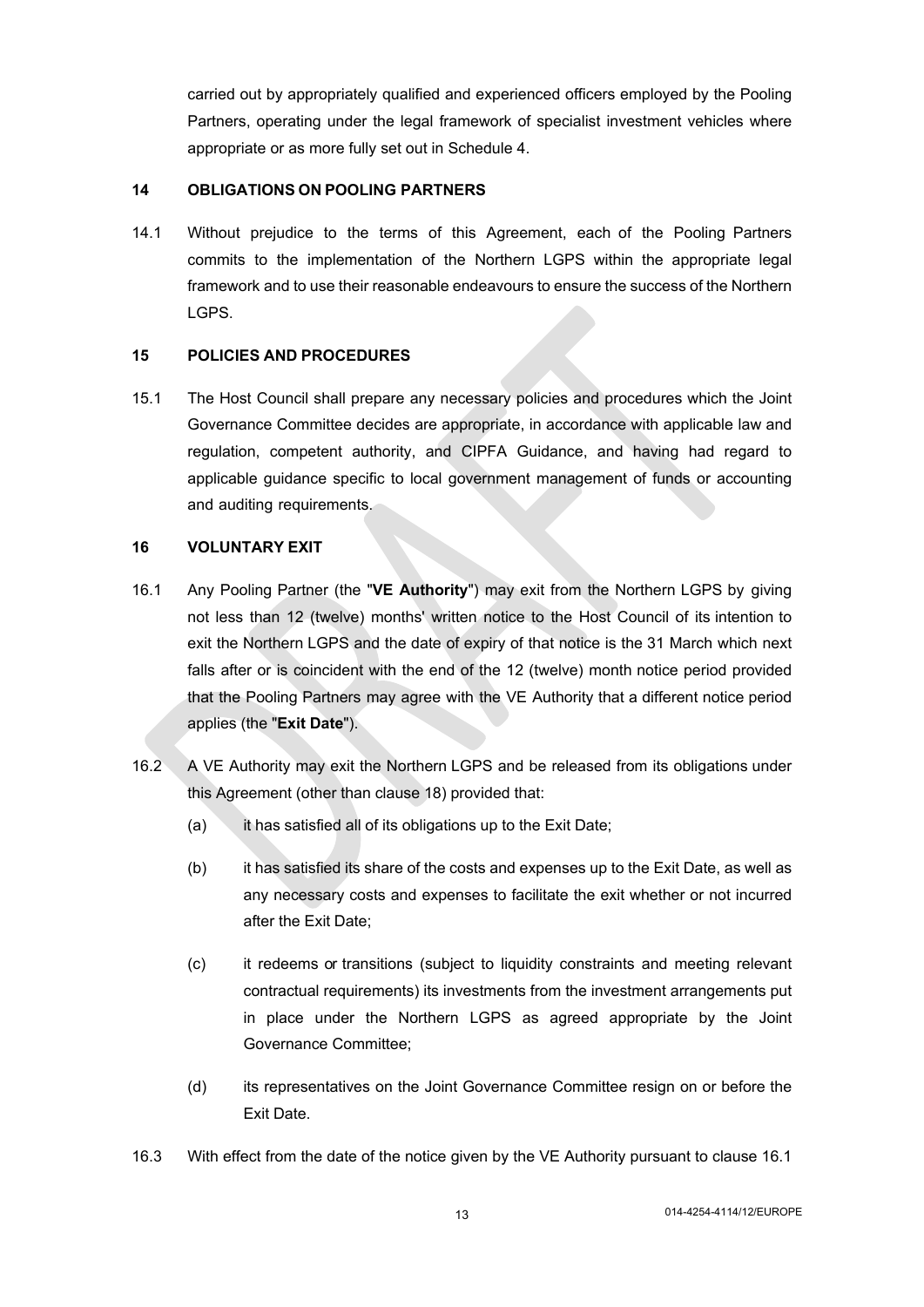carried out by appropriately qualified and experienced officers employed by the Pooling Partners, operating under the legal framework of specialist investment vehicles where appropriate or as more fully set out in Schedule 4.

## 14 OBLIGATIONS ON POOLING PARTNERS

14.1 Without prejudice to the terms of this Agreement, each of the Pooling Partners commits to the implementation of the Northern LGPS within the appropriate legal framework and to use their reasonable endeavours to ensure the success of the Northern LGPS.

## 15 POLICIES AND PROCEDURES

15.1 The Host Council shall prepare any necessary policies and procedures which the Joint Governance Committee decides are appropriate, in accordance with applicable law and regulation, competent authority, and CIPFA Guidance, and having had regard to applicable guidance specific to local government management of funds or accounting and auditing requirements.

## 16 VOLUNTARY EXIT

16.1 Any Pooling Partner (the "**VE Authority**") may exit from the Northern LGPS by giving not less than 12 (twelve) months' written notice to the Host Council of its intention to exit the Northern LGPS and the date of expiry of that notice is the 31 March which next falls after or is coincident with the end of the 12 (twelve) month notice period provided that the Pooling Partners may agree with the VE Authority that a different notice period applies (the "**Exit Date**").

16.2 A VE Authority may exit the Northern LGPS and be released from its obligations under this Agreement (other than clause 18) provided that:

(a) it has satisfied all of its obligations up to the Exit Date;

(b) it has satisfied its share of the costs and expenses up to the Exit Date, as well as any necessary costs and expenses to facilitate the exit whether or not incurred after the Exit Date;

(c) it redeems or transitions (subject to liquidity constraints and meeting relevant contractual requirements) its investments from the investment arrangements put in place under the Northern LGPS as agreed appropriate by the Joint Governance Committee;

(d) its representatives on the Joint Governance Committee resign on or before the Exit Date.

16.3 With effect from the date of the notice given by the VE Authority pursuant to clause 16.1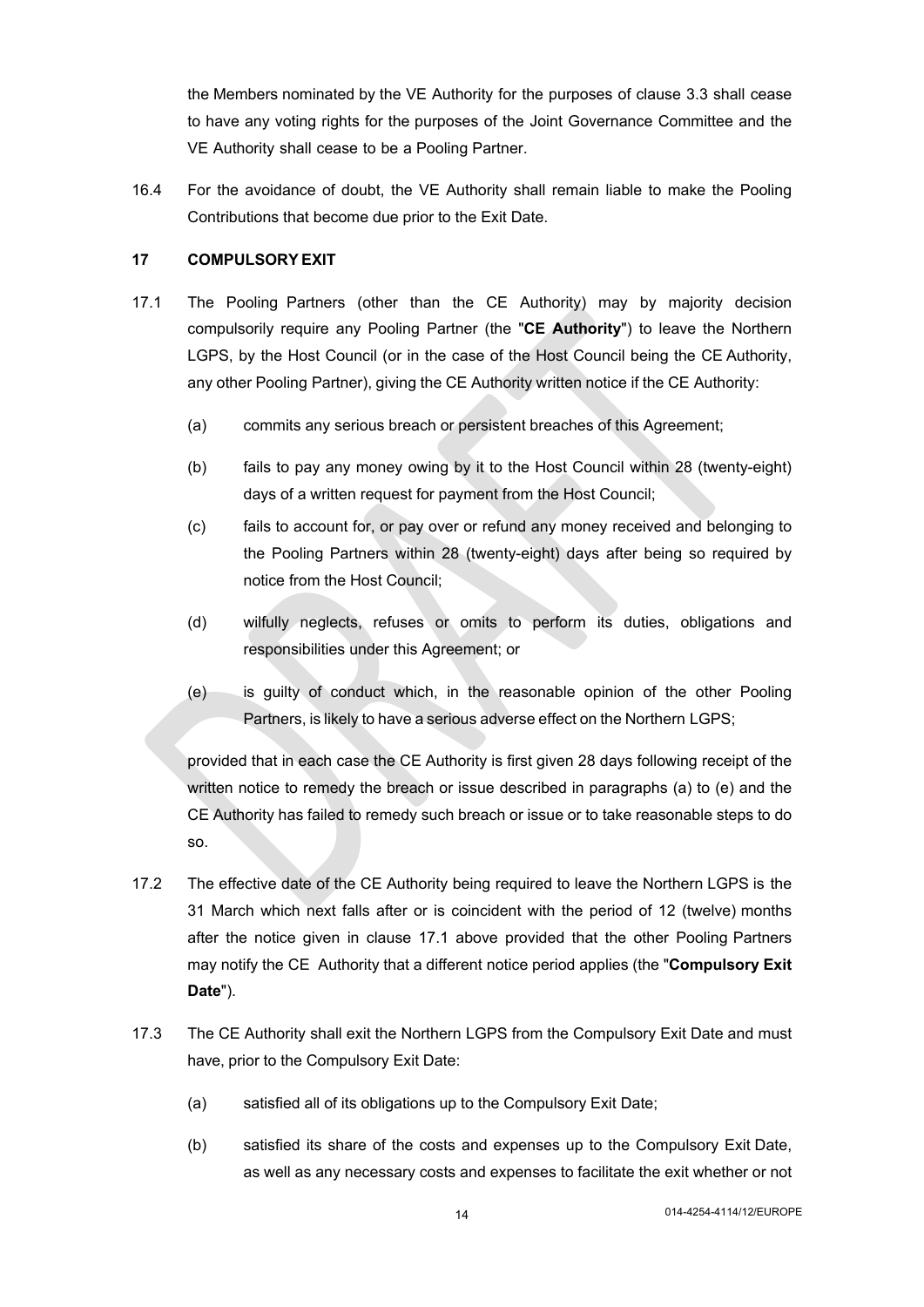the Members nominated by the VE Authority for the purposes of clause 3.3 shall cease to have any voting rights for the purposes of the Joint Governance Committee and the VE Authority shall cease to be a Pooling Partner.

16.4 For the avoidance of doubt, the VE Authority shall remain liable to make the Pooling Contributions that become due prior to the Exit Date.

## 17 COMPULSORY EXIT

17.1 The Pooling Partners (other than the CE Authority) may by majority decision compulsorily require any Pooling Partner (the "**CE Authority**") to leave the Northern LGPS, by the Host Council (or in the case of the Host Council being the CE Authority, any other Pooling Partner), giving the CE Authority written notice if the CE Authority:

(a) commits any serious breach or persistent breaches of this Agreement;

(b) fails to pay any money owing by it to the Host Council within 28 (twenty-eight) days of a written request for payment from the Host Council;

(c) fails to account for, or pay over or refund any money received and belonging to the Pooling Partners within 28 (twenty-eight) days after being so required by notice from the Host Council;

(d) wilfully neglects, refuses or omits to perform its duties, obligations and responsibilities under this Agreement; or

(e) is guilty of conduct which, in the reasonable opinion of the other Pooling Partners, is likely to have a serious adverse effect on the Northern LGPS;

provided that in each case the CE Authority is first given 28 days following receipt of the written notice to remedy the breach or issue described in paragraphs (a) to (e) and the CE Authority has failed to remedy such breach or issue or to take reasonable steps to do so.

17.2 The effective date of the CE Authority being required to leave the Northern LGPS is the 31 March which next falls after or is coincident with the period of 12 (twelve) months after the notice given in clause 17.1 above provided that the other Pooling Partners may notify the CE Authority that a different notice period applies (the "**Compulsory Exit Date**").

17.3 The CE Authority shall exit the Northern LGPS from the Compulsory Exit Date and must have, prior to the Compulsory Exit Date:

(a) satisfied all of its obligations up to the Compulsory Exit Date;

(b) satisfied its share of the costs and expenses up to the Compulsory Exit Date, as well as any necessary costs and expenses to facilitate the exit whether or not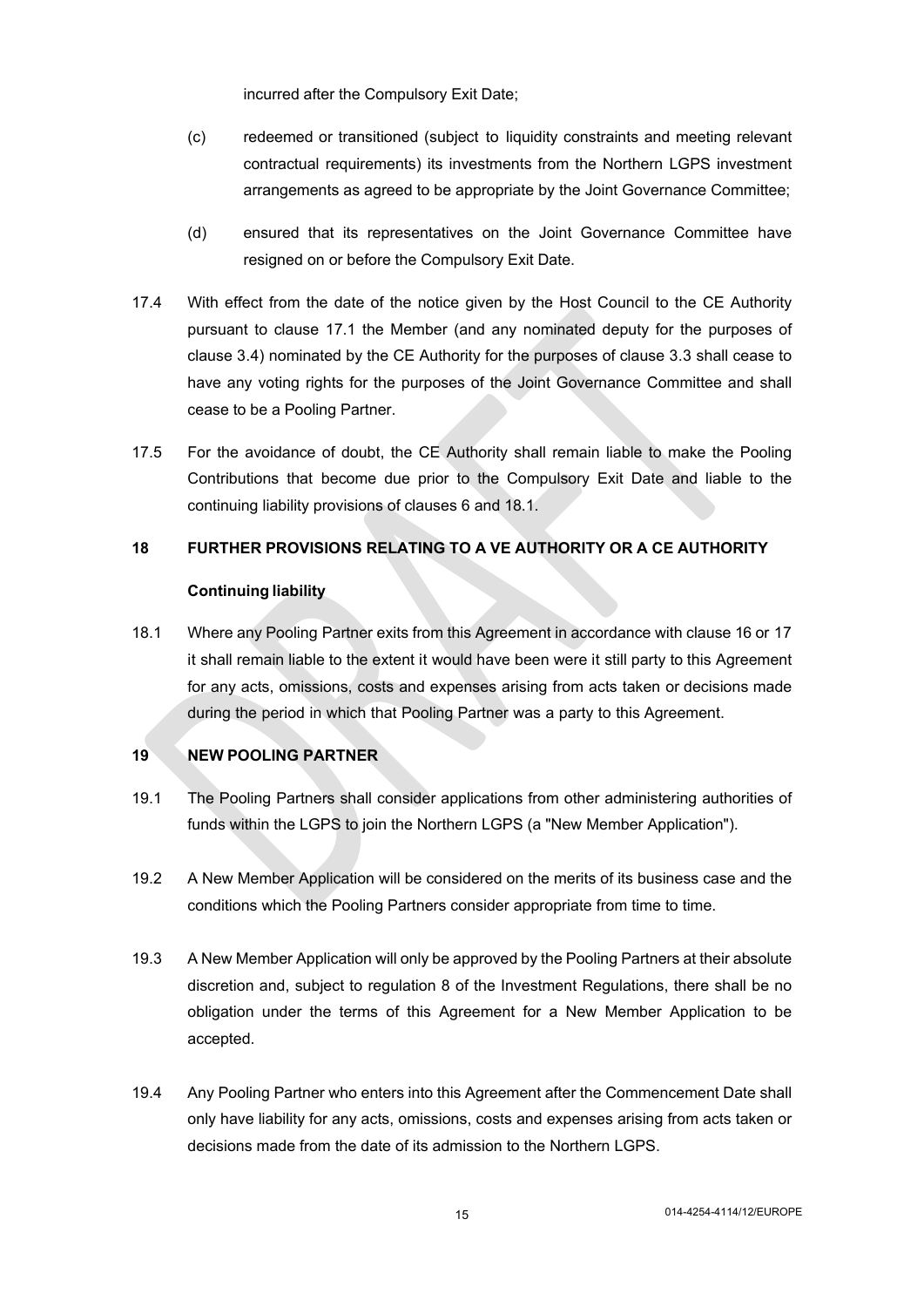incurred after the Compulsory Exit Date;

(c) redeemed or transitioned (subject to liquidity constraints and meeting relevant contractual requirements) its investments from the Northern LGPS investment arrangements as agreed to be appropriate by the Joint Governance Committee;

(d) ensured that its representatives on the Joint Governance Committee have resigned on or before the Compulsory Exit Date.

17.4 With effect from the date of the notice given by the Host Council to the CE Authority pursuant to clause 17.1 the Member (and any nominated deputy for the purposes of clause 3.4) nominated by the CE Authority for the purposes of clause 3.3 shall cease to have any voting rights for the purposes of the Joint Governance Committee and shall cease to be a Pooling Partner.

17.5 For the avoidance of doubt, the CE Authority shall remain liable to make the Pooling Contributions that become due prior to the Compulsory Exit Date and liable to the continuing liability provisions of clauses 6 and 18.1.

## 18 FURTHER PROVISIONS RELATING TO A VE AUTHORITY OR A CE AUTHORITY

**Continuing liability**

18.1 Where any Pooling Partner exits from this Agreement in accordance with clause 16 or 17 it shall remain liable to the extent it would have been were it still party to this Agreement for any acts, omissions, costs and expenses arising from acts taken or decisions made during the period in which that Pooling Partner was a party to this Agreement.

## 19 NEW POOLING PARTNER

19.1 The Pooling Partners shall consider applications from other administering authorities of funds within the LGPS to join the Northern LGPS (a "New Member Application").

19.2 A New Member Application will be considered on the merits of its business case and the conditions which the Pooling Partners consider appropriate from time to time.

19.3 A New Member Application will only be approved by the Pooling Partners at their absolute discretion and, subject to regulation 8 of the Investment Regulations, there shall be no obligation under the terms of this Agreement for a New Member Application to be accepted.

19.4 Any Pooling Partner who enters into this Agreement after the Commencement Date shall only have liability for any acts, omissions, costs and expenses arising from acts taken or decisions made from the date of its admission to the Northern LGPS.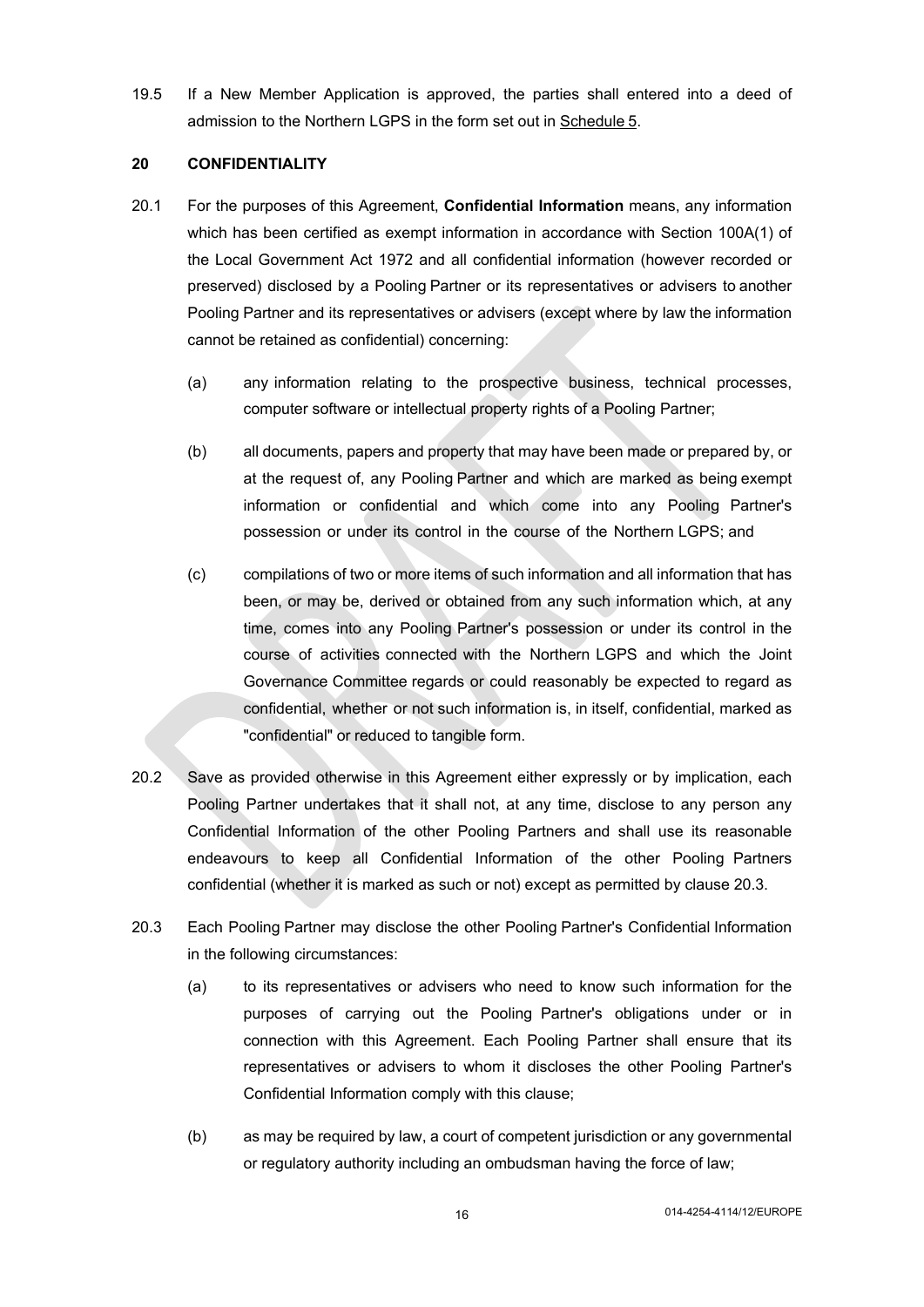19.5 If a New Member Application is approved, the parties shall entered into a deed of admission to the Northern LGPS in the form set out in Schedule 5.

## 20 CONFIDENTIALITY

20.1 For the purposes of this Agreement, **Confidential Information** means, any information which has been certified as exempt information in accordance with Section 100A(1) of the Local Government Act 1972 and all confidential information (however recorded or preserved) disclosed by a Pooling Partner or its representatives or advisers to another Pooling Partner and its representatives or advisers (except where by law the information cannot be retained as confidential) concerning:

(a) any information relating to the prospective business, technical processes, computer software or intellectual property rights of a Pooling Partner;

(b) all documents, papers and property that may have been made or prepared by, or at the request of, any Pooling Partner and which are marked as being exempt information or confidential and which come into any Pooling Partner's possession or under its control in the course of the Northern LGPS; and

(c) compilations of two or more items of such information and all information that has been, or may be, derived or obtained from any such information which, at any time, comes into any Pooling Partner's possession or under its control in the course of activities connected with the Northern LGPS and which the Joint Governance Committee regards or could reasonably be expected to regard as confidential, whether or not such information is, in itself, confidential, marked as "confidential" or reduced to tangible form.

20.2 Save as provided otherwise in this Agreement either expressly or by implication, each Pooling Partner undertakes that it shall not, at any time, disclose to any person any Confidential Information of the other Pooling Partners and shall use its reasonable endeavours to keep all Confidential Information of the other Pooling Partners confidential (whether it is marked as such or not) except as permitted by clause 20.3.

20.3 Each Pooling Partner may disclose the other Pooling Partner's Confidential Information in the following circumstances:

(a) to its representatives or advisers who need to know such information for the purposes of carrying out the Pooling Partner's obligations under or in connection with this Agreement. Each Pooling Partner shall ensure that its representatives or advisers to whom it discloses the other Pooling Partner's Confidential Information comply with this clause;

(b) as may be required by law, a court of competent jurisdiction or any governmental or regulatory authority including an ombudsman having the force of law;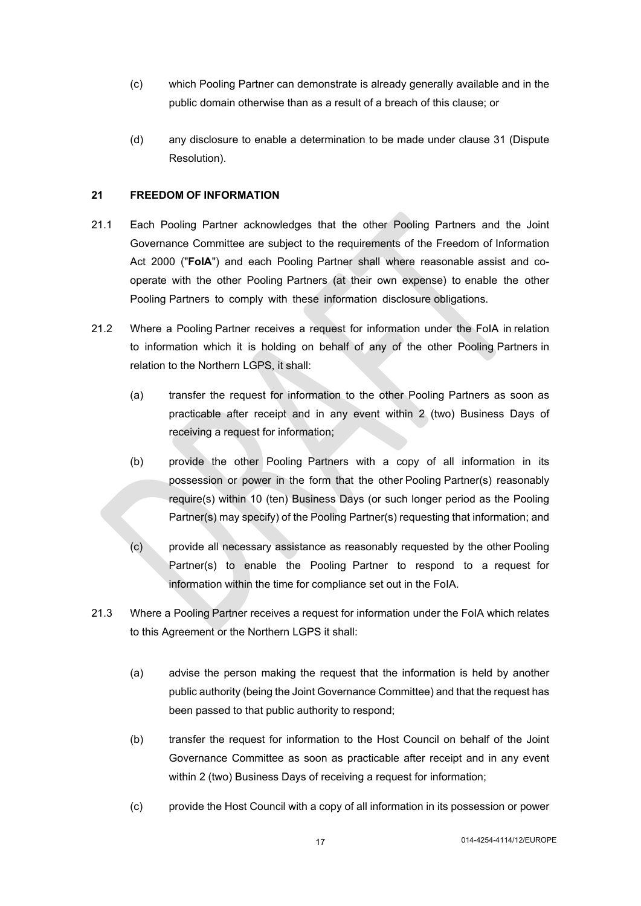(c) which Pooling Partner can demonstrate is already generally available and in the public domain otherwise than as a result of a breach of this clause; or

(d) any disclosure to enable a determination to be made under clause 31 (Dispute Resolution).

## 21 FREEDOM OF INFORMATION

21.1 Each Pooling Partner acknowledges that the other Pooling Partners and the Joint Governance Committee are subject to the requirements of the Freedom of Information Act 2000 ("**FoIA**") and each Pooling Partner shall where reasonable assist and co-operate with the other Pooling Partners (at their own expense) to enable the other Pooling Partners to comply with these information disclosure obligations.

21.2 Where a Pooling Partner receives a request for information under the FoIA in relation to information which it is holding on behalf of any of the other Pooling Partners in relation to the Northern LGPS, it shall:

(a) transfer the request for information to the other Pooling Partners as soon as practicable after receipt and in any event within 2 (two) Business Days of receiving a request for information;

(b) provide the other Pooling Partners with a copy of all information in its possession or power in the form that the other Pooling Partner(s) reasonably require(s) within 10 (ten) Business Days (or such longer period as the Pooling Partner(s) may specify) of the Pooling Partner(s) requesting that information; and

(c) provide all necessary assistance as reasonably requested by the other Pooling Partner(s) to enable the Pooling Partner to respond to a request for information within the time for compliance set out in the FoIA.

21.3 Where a Pooling Partner receives a request for information under the FoIA which relates to this Agreement or the Northern LGPS it shall:

(a) advise the person making the request that the information is held by another public authority (being the Joint Governance Committee) and that the request has been passed to that public authority to respond;

(b) transfer the request for information to the Host Council on behalf of the Joint Governance Committee as soon as practicable after receipt and in any event within 2 (two) Business Days of receiving a request for information;

(c) provide the Host Council with a copy of all information in its possession or power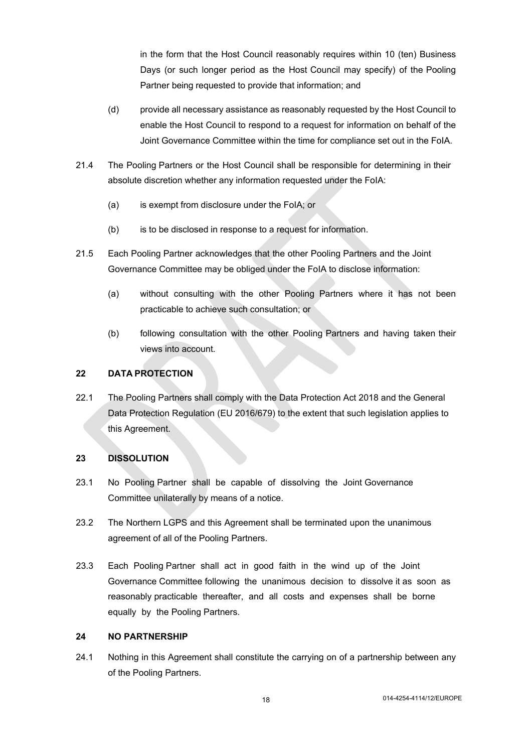in the form that the Host Council reasonably requires within 10 (ten) Business Days (or such longer period as the Host Council may specify) of the Pooling Partner being requested to provide that information; and

(d) provide all necessary assistance as reasonably requested by the Host Council to enable the Host Council to respond to a request for information on behalf of the Joint Governance Committee within the time for compliance set out in the FoIA.

21.4 The Pooling Partners or the Host Council shall be responsible for determining in their absolute discretion whether any information requested under the FoIA:

(a) is exempt from disclosure under the FoIA; or

(b) is to be disclosed in response to a request for information.

21.5 Each Pooling Partner acknowledges that the other Pooling Partners and the Joint Governance Committee may be obliged under the FoIA to disclose information:

(a) without consulting with the other Pooling Partners where it has not been practicable to achieve such consultation; or

(b) following consultation with the other Pooling Partners and having taken their views into account.

## 22 DATA PROTECTION

22.1 The Pooling Partners shall comply with the Data Protection Act 2018 and the General Data Protection Regulation (EU 2016/679) to the extent that such legislation applies to this Agreement.

## 23 DISSOLUTION

23.1 No Pooling Partner shall be capable of dissolving the Joint Governance Committee unilaterally by means of a notice.

23.2 The Northern LGPS and this Agreement shall be terminated upon the unanimous agreement of all of the Pooling Partners.

23.3 Each Pooling Partner shall act in good faith in the wind up of the Joint Governance Committee following the unanimous decision to dissolve it as soon as reasonably practicable thereafter, and all costs and expenses shall be borne equally by the Pooling Partners.

## 24 NO PARTNERSHIP

24.1 Nothing in this Agreement shall constitute the carrying on of a partnership between any of the Pooling Partners.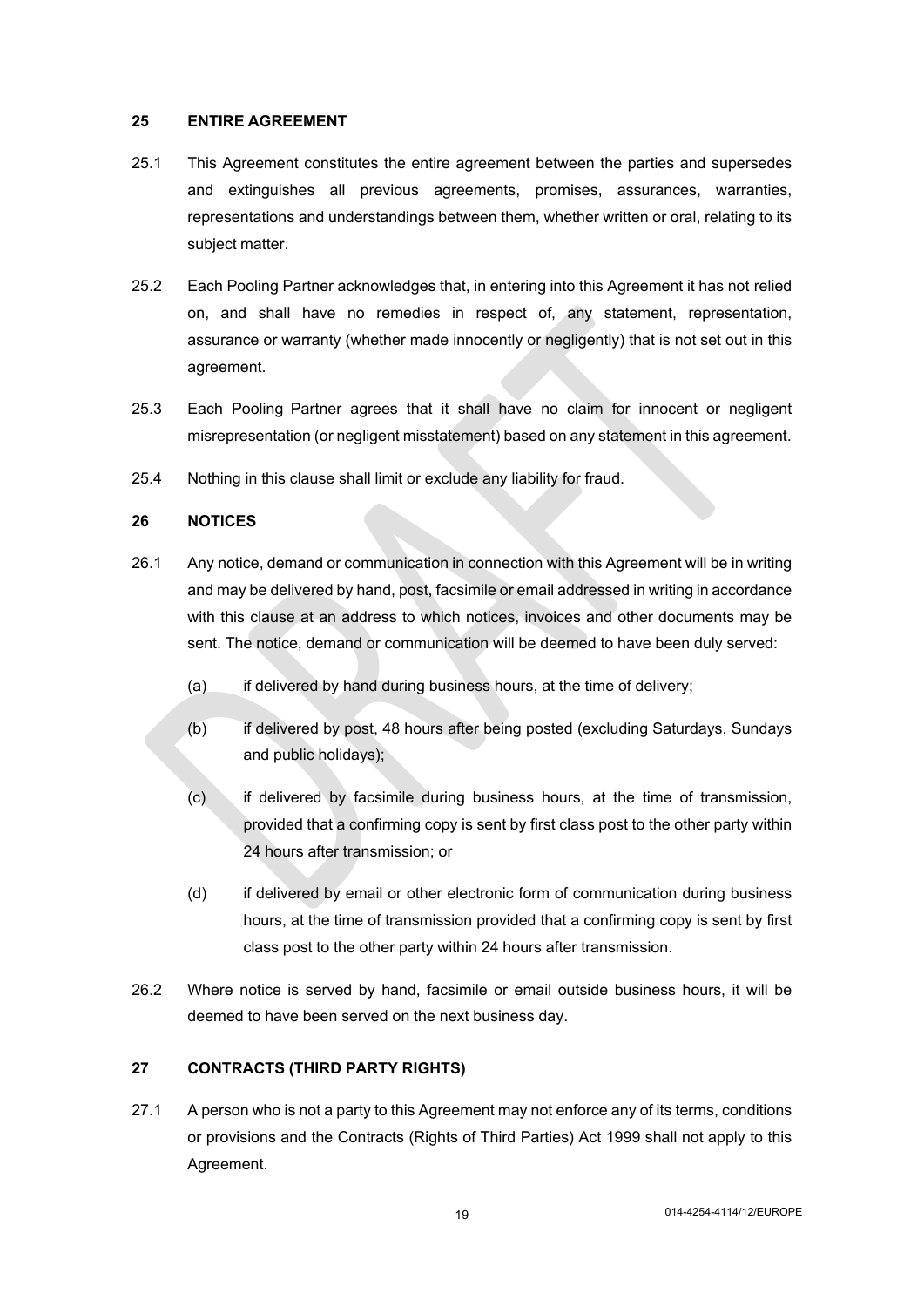## 25 ENTIRE AGREEMENT

25.1 This Agreement constitutes the entire agreement between the parties and supersedes and extinguishes all previous agreements, promises, assurances, warranties, representations and understandings between them, whether written or oral, relating to its subject matter.

25.2 Each Pooling Partner acknowledges that, in entering into this Agreement it has not relied on, and shall have no remedies in respect of, any statement, representation, assurance or warranty (whether made innocently or negligently) that is not set out in this agreement.

25.3 Each Pooling Partner agrees that it shall have no claim for innocent or negligent misrepresentation (or negligent misstatement) based on any statement in this agreement.

25.4 Nothing in this clause shall limit or exclude any liability for fraud.

## 26 NOTICES

26.1 Any notice, demand or communication in connection with this Agreement will be in writing and may be delivered by hand, post, facsimile or email addressed in writing in accordance with this clause at an address to which notices, invoices and other documents may be sent. The notice, demand or communication will be deemed to have been duly served:

(a) if delivered by hand during business hours, at the time of delivery;

(b) if delivered by post, 48 hours after being posted (excluding Saturdays, Sundays and public holidays);

(c) if delivered by facsimile during business hours, at the time of transmission, provided that a confirming copy is sent by first class post to the other party within 24 hours after transmission; or

(d) if delivered by email or other electronic form of communication during business hours, at the time of transmission provided that a confirming copy is sent by first class post to the other party within 24 hours after transmission.

26.2 Where notice is served by hand, facsimile or email outside business hours, it will be deemed to have been served on the next business day.

## 27 CONTRACTS (THIRD PARTY RIGHTS)

27.1 A person who is not a party to this Agreement may not enforce any of its terms, conditions or provisions and the Contracts (Rights of Third Parties) Act 1999 shall not apply to this Agreement.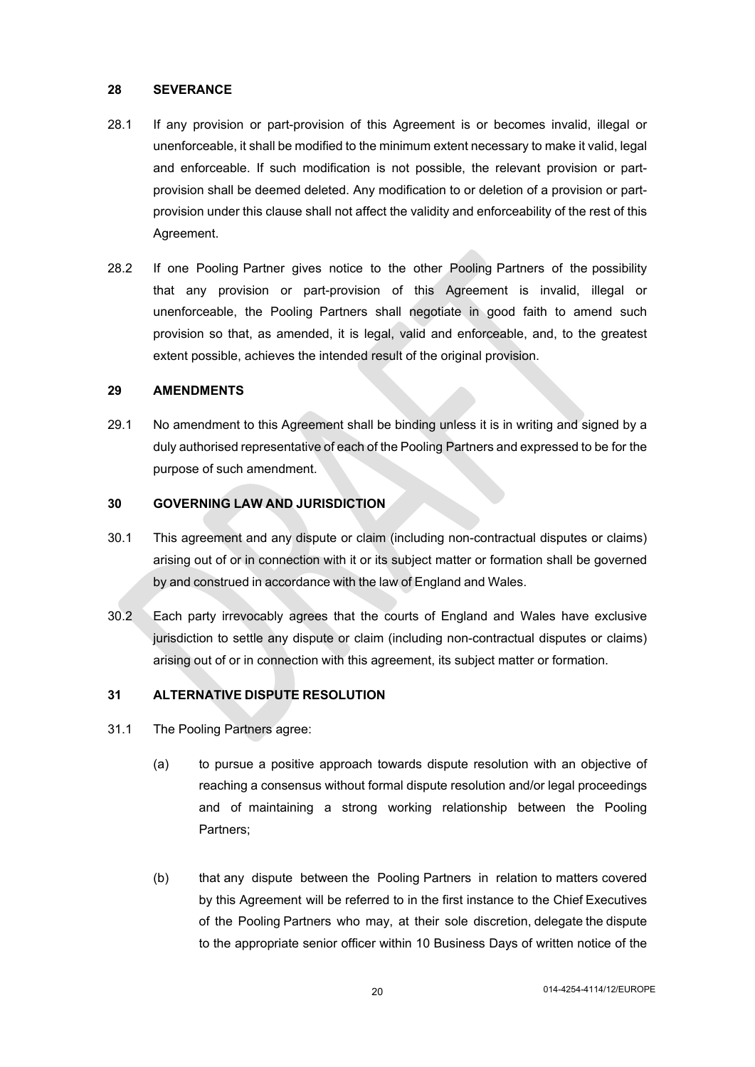## 28 SEVERANCE

28.1 If any provision or part-provision of this Agreement is or becomes invalid, illegal or unenforceable, it shall be modified to the minimum extent necessary to make it valid, legal and enforceable. If such modification is not possible, the relevant provision or part-provision shall be deemed deleted. Any modification to or deletion of a provision or part-provision under this clause shall not affect the validity and enforceability of the rest of this Agreement.

28.2 If one Pooling Partner gives notice to the other Pooling Partners of the possibility that any provision or part-provision of this Agreement is invalid, illegal or unenforceable, the Pooling Partners shall negotiate in good faith to amend such provision so that, as amended, it is legal, valid and enforceable, and, to the greatest extent possible, achieves the intended result of the original provision.

## 29 AMENDMENTS

29.1 No amendment to this Agreement shall be binding unless it is in writing and signed by a duly authorised representative of each of the Pooling Partners and expressed to be for the purpose of such amendment.

## 30 GOVERNING LAW AND JURISDICTION

30.1 This agreement and any dispute or claim (including non-contractual disputes or claims) arising out of or in connection with it or its subject matter or formation shall be governed by and construed in accordance with the law of England and Wales.

30.2 Each party irrevocably agrees that the courts of England and Wales have exclusive jurisdiction to settle any dispute or claim (including non-contractual disputes or claims) arising out of or in connection with this agreement, its subject matter or formation.

## 31 ALTERNATIVE DISPUTE RESOLUTION

31.1 The Pooling Partners agree:

(a) to pursue a positive approach towards dispute resolution with an objective of reaching a consensus without formal dispute resolution and/or legal proceedings and of maintaining a strong working relationship between the Pooling Partners;

(b) that any dispute between the Pooling Partners in relation to matters covered by this Agreement will be referred to in the first instance to the Chief Executives of the Pooling Partners who may, at their sole discretion, delegate the dispute to the appropriate senior officer within 10 Business Days of written notice of the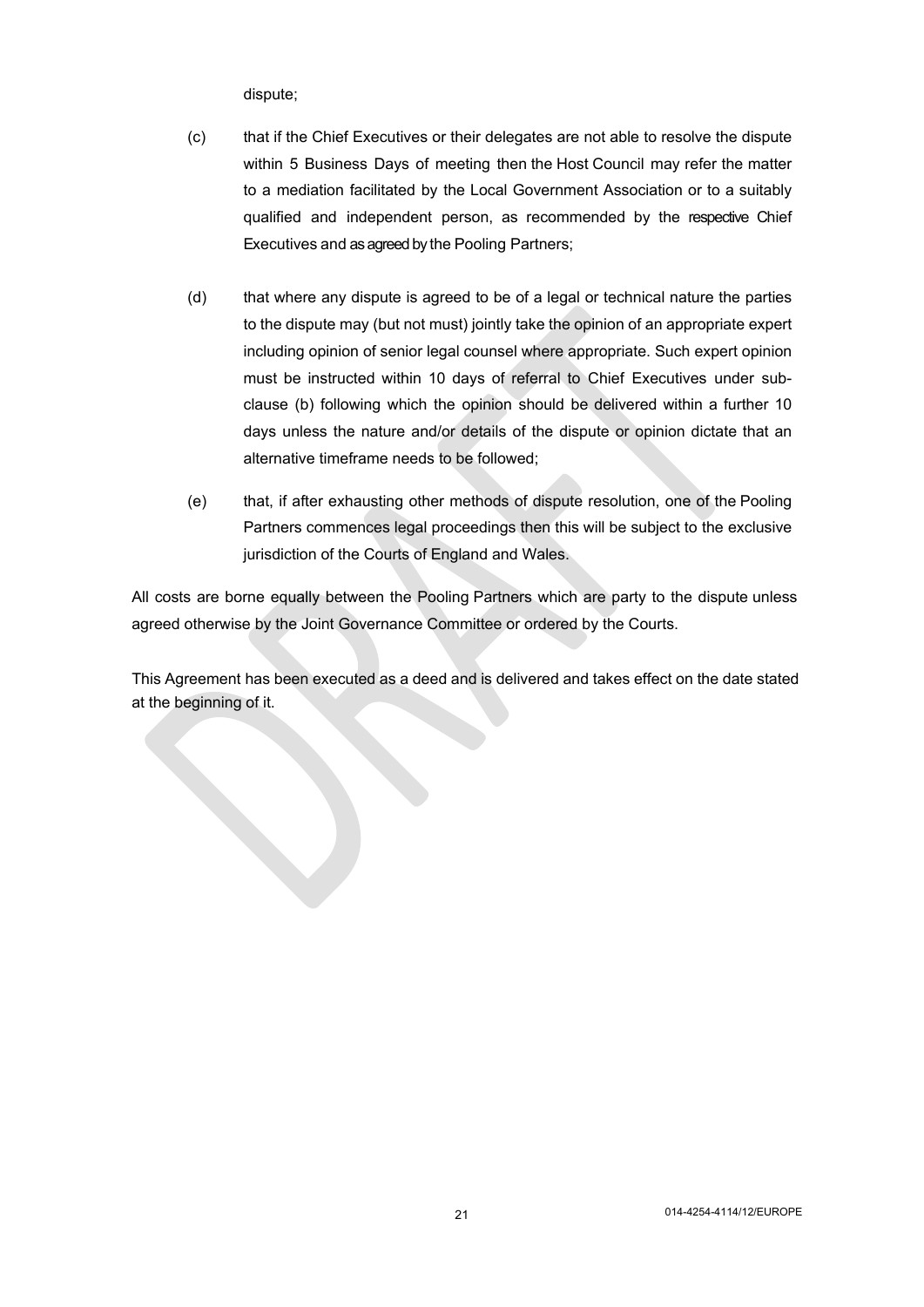dispute;

(c) that if the Chief Executives or their delegates are not able to resolve the dispute within 5 Business Days of meeting then the Host Council may refer the matter to a mediation facilitated by the Local Government Association or to a suitably qualified and independent person, as recommended by the respective Chief Executives and as agreed by the Pooling Partners;

(d) that where any dispute is agreed to be of a legal or technical nature the parties to the dispute may (but not must) jointly take the opinion of an appropriate expert including opinion of senior legal counsel where appropriate. Such expert opinion must be instructed within 10 days of referral to Chief Executives under sub-clause (b) following which the opinion should be delivered within a further 10 days unless the nature and/or details of the dispute or opinion dictate that an alternative timeframe needs to be followed;

(e) that, if after exhausting other methods of dispute resolution, one of the Pooling Partners commences legal proceedings then this will be subject to the exclusive jurisdiction of the Courts of England and Wales.

All costs are borne equally between the Pooling Partners which are party to the dispute unless agreed otherwise by the Joint Governance Committee or ordered by the Courts.

This Agreement has been executed as a deed and is delivered and takes effect on the date stated at the beginning of it.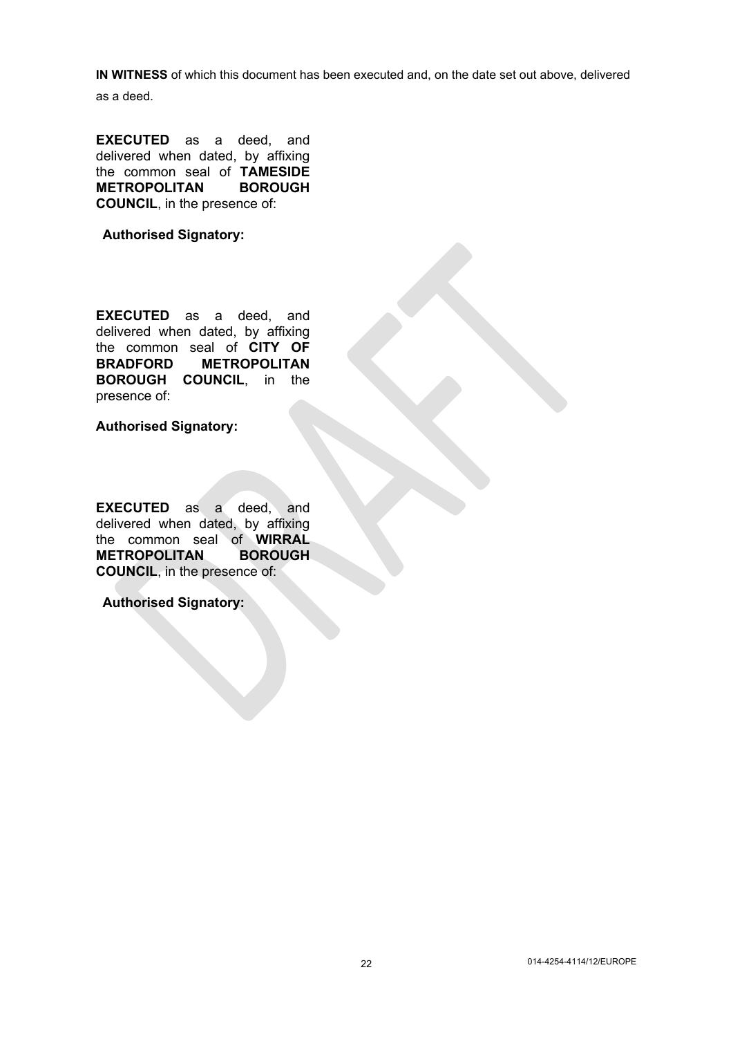**IN WITNESS** of which this document has been executed and, on the date set out above, delivered as a deed.

**EXECUTED** as a deed, and delivered when dated, by affixing the common seal of **TAMESIDE METROPOLITAN BOROUGH COUNCIL**, in the presence of:

**Authorised Signatory:**

**EXECUTED** as a deed, and delivered when dated, by affixing the common seal of **CITY OF BRADFORD METROPOLITAN BOROUGH COUNCIL**, in the presence of:

**Authorised Signatory:**

**EXECUTED** as a deed, and delivered when dated, by affixing the common seal of **WIRRAL METROPOLITAN BOROUGH COUNCIL**, in the presence of:

**Authorised Signatory:**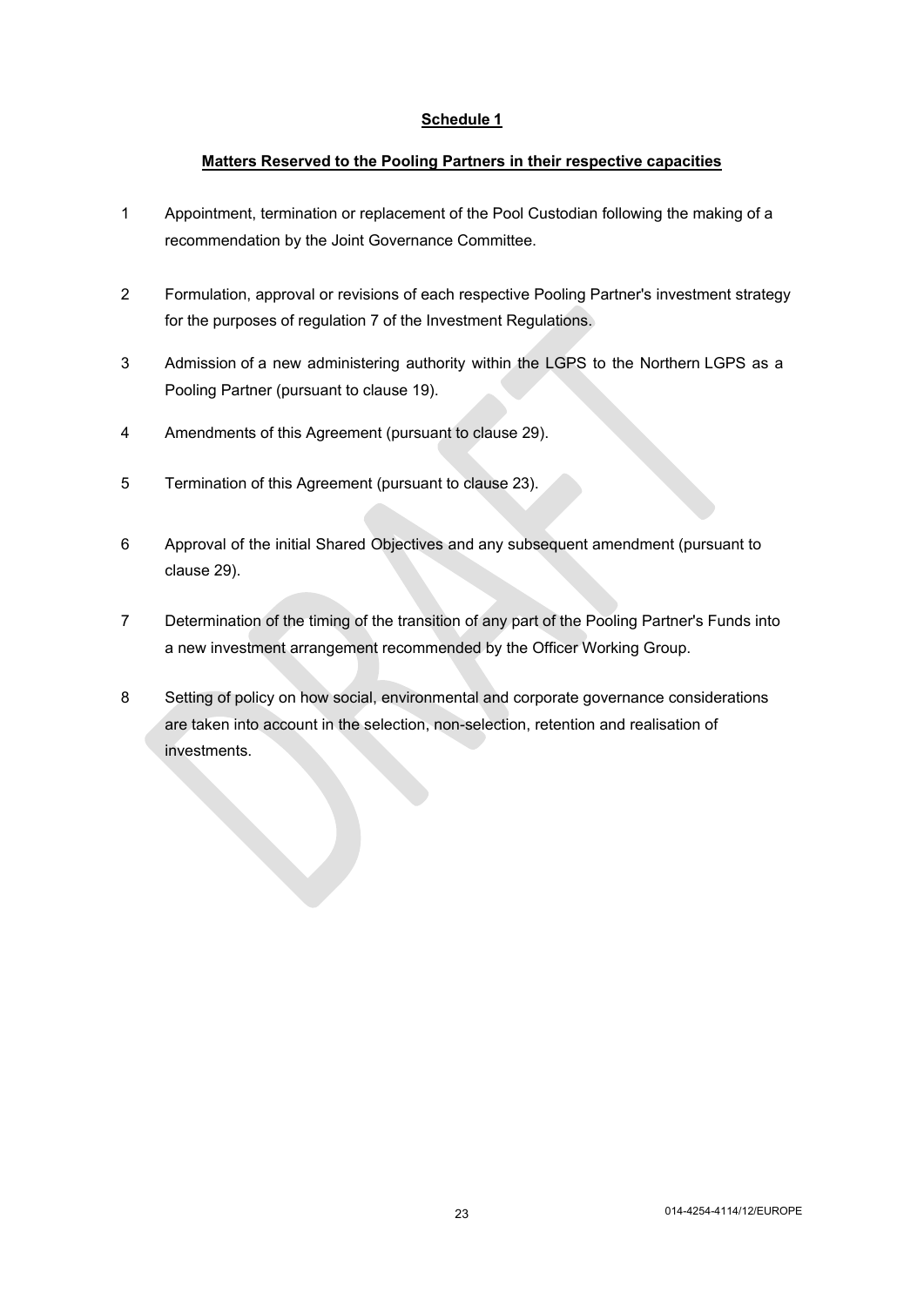**Schedule 1**

**Matters Reserved to the Pooling Partners in their respective capacities**

1. Appointment, termination or replacement of the Pool Custodian following the making of a recommendation by the Joint Governance Committee.

2. Formulation, approval or revisions of each respective Pooling Partner's investment strategy for the purposes of regulation 7 of the Investment Regulations.

3. Admission of a new administering authority within the LGPS to the Northern LGPS as a Pooling Partner (pursuant to clause 19).

4. Amendments of this Agreement (pursuant to clause 29).

5. Termination of this Agreement (pursuant to clause 23).

6. Approval of the initial Shared Objectives and any subsequent amendment (pursuant to clause 29).

7. Determination of the timing of the transition of any part of the Pooling Partner's Funds into a new investment arrangement recommended by the Officer Working Group.

8. Setting of policy on how social, environmental and corporate governance considerations are taken into account in the selection, non-selection, retention and realisation of investments.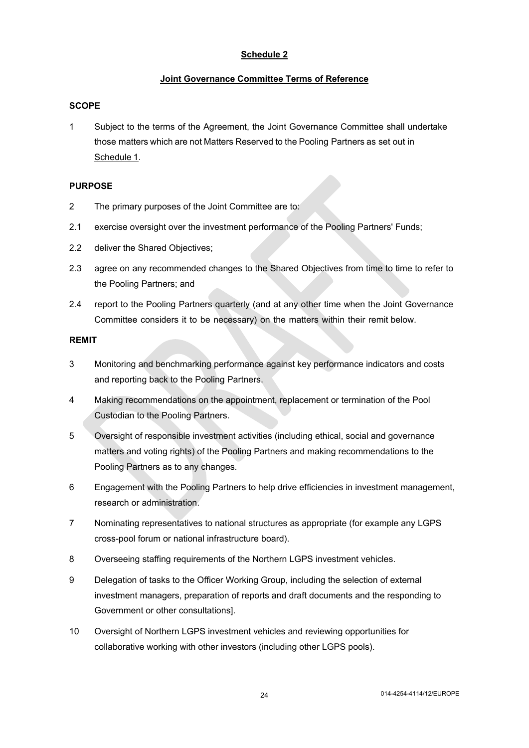## Schedule 2

### Joint Governance Committee Terms of Reference

**SCOPE**

1 Subject to the terms of the Agreement, the Joint Governance Committee shall undertake those matters which are not Matters Reserved to the Pooling Partners as set out in Schedule 1.

**PURPOSE**

2 The primary purposes of the Joint Committee are to:

2.1 exercise oversight over the investment performance of the Pooling Partners' Funds;

2.2 deliver the Shared Objectives;

2.3 agree on any recommended changes to the Shared Objectives from time to time to refer to the Pooling Partners; and

2.4 report to the Pooling Partners quarterly (and at any other time when the Joint Governance Committee considers it to be necessary) on the matters within their remit below.

**REMIT**

3 Monitoring and benchmarking performance against key performance indicators and costs and reporting back to the Pooling Partners.

4 Making recommendations on the appointment, replacement or termination of the Pool Custodian to the Pooling Partners.

5 Oversight of responsible investment activities (including ethical, social and governance matters and voting rights) of the Pooling Partners and making recommendations to the Pooling Partners as to any changes.

6 Engagement with the Pooling Partners to help drive efficiencies in investment management, research or administration.

7 Nominating representatives to national structures as appropriate (for example any LGPS cross-pool forum or national infrastructure board).

8 Overseeing staffing requirements of the Northern LGPS investment vehicles.

9 Delegation of tasks to the Officer Working Group, including the selection of external investment managers, preparation of reports and draft documents and the responding to Government or other consultations].

10 Oversight of Northern LGPS investment vehicles and reviewing opportunities for collaborative working with other investors (including other LGPS pools).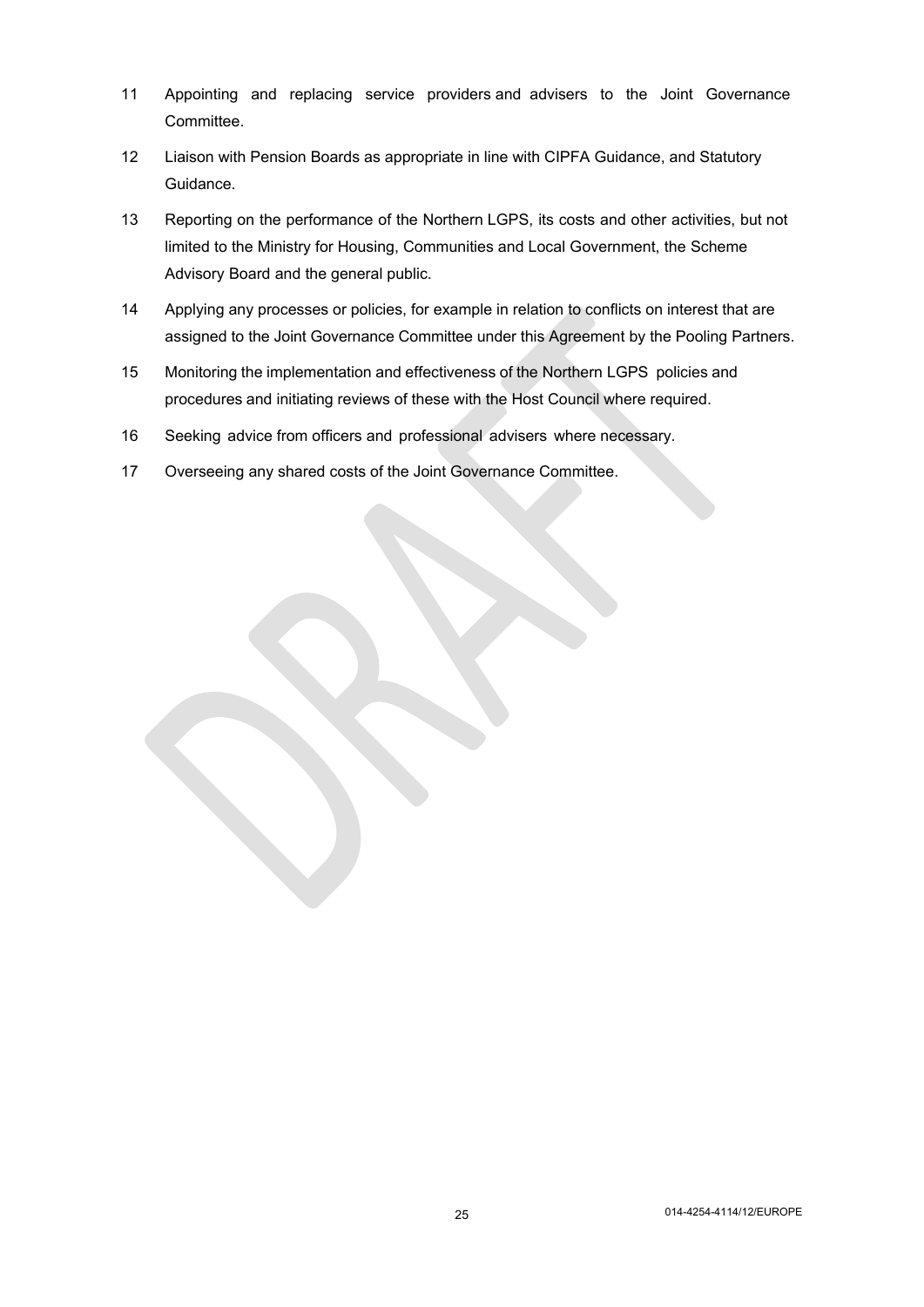11 Appointing and replacing service providers and advisers to the Joint Governance Committee.

12 Liaison with Pension Boards as appropriate in line with CIPFA Guidance, and Statutory Guidance.

13 Reporting on the performance of the Northern LGPS, its costs and other activities, but not limited to the Ministry for Housing, Communities and Local Government, the Scheme Advisory Board and the general public.

14 Applying any processes or policies, for example in relation to conflicts on interest that are assigned to the Joint Governance Committee under this Agreement by the Pooling Partners.

15 Monitoring the implementation and effectiveness of the Northern LGPS policies and procedures and initiating reviews of these with the Host Council where required.

16 Seeking advice from officers and professional advisers where necessary.

17 Overseeing any shared costs of the Joint Governance Committee.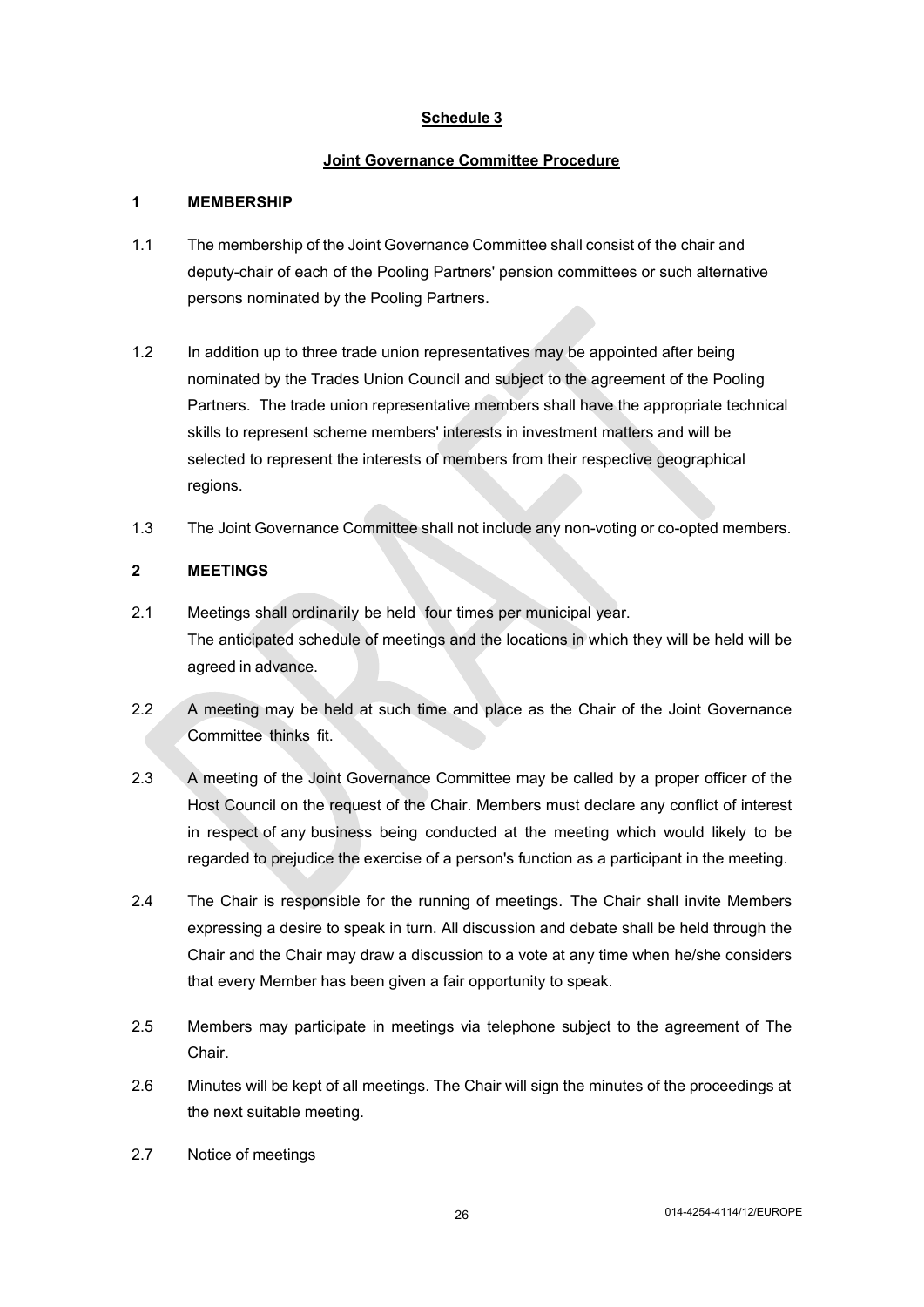## Schedule 3

### Joint Governance Committee Procedure

**1 MEMBERSHIP**

1.1 The membership of the Joint Governance Committee shall consist of the chair and deputy-chair of each of the Pooling Partners' pension committees or such alternative persons nominated by the Pooling Partners.

1.2 In addition up to three trade union representatives may be appointed after being nominated by the Trades Union Council and subject to the agreement of the Pooling Partners. The trade union representative members shall have the appropriate technical skills to represent scheme members' interests in investment matters and will be selected to represent the interests of members from their respective geographical regions.

1.3 The Joint Governance Committee shall not include any non-voting or co-opted members.

**2 MEETINGS**

2.1 Meetings shall ordinarily be held four times per municipal year. The anticipated schedule of meetings and the locations in which they will be held will be agreed in advance.

2.2 A meeting may be held at such time and place as the Chair of the Joint Governance Committee thinks fit.

2.3 A meeting of the Joint Governance Committee may be called by a proper officer of the Host Council on the request of the Chair. Members must declare any conflict of interest in respect of any business being conducted at the meeting which would likely to be regarded to prejudice the exercise of a person's function as a participant in the meeting.

2.4 The Chair is responsible for the running of meetings. The Chair shall invite Members expressing a desire to speak in turn. All discussion and debate shall be held through the Chair and the Chair may draw a discussion to a vote at any time when he/she considers that every Member has been given a fair opportunity to speak.

2.5 Members may participate in meetings via telephone subject to the agreement of The Chair.

2.6 Minutes will be kept of all meetings. The Chair will sign the minutes of the proceedings at the next suitable meeting.

2.7 Notice of meetings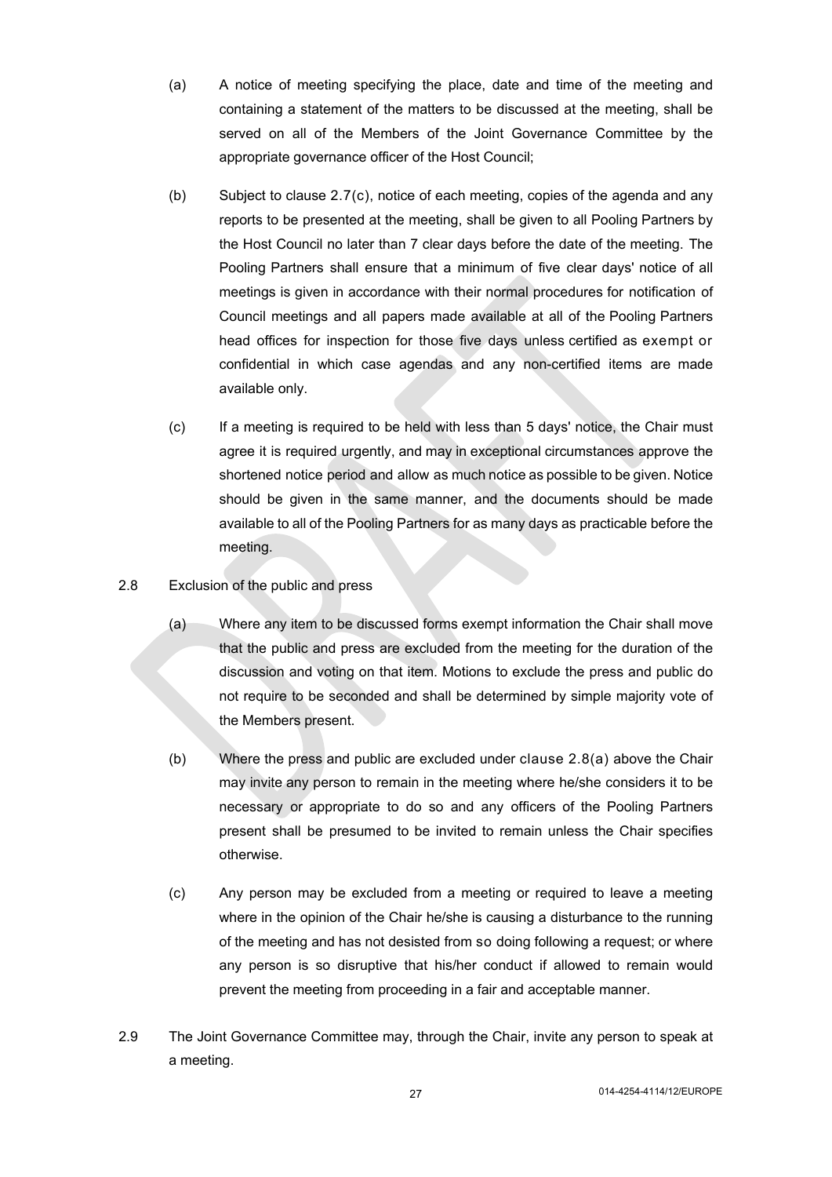(a) A notice of meeting specifying the place, date and time of the meeting and containing a statement of the matters to be discussed at the meeting, shall be served on all of the Members of the Joint Governance Committee by the appropriate governance officer of the Host Council;

(b) Subject to clause 2.7(c), notice of each meeting, copies of the agenda and any reports to be presented at the meeting, shall be given to all Pooling Partners by the Host Council no later than 7 clear days before the date of the meeting. The Pooling Partners shall ensure that a minimum of five clear days' notice of all meetings is given in accordance with their normal procedures for notification of Council meetings and all papers made available at all of the Pooling Partners head offices for inspection for those five days unless certified as exempt or confidential in which case agendas and any non-certified items are made available only.

(c) If a meeting is required to be held with less than 5 days' notice, the Chair must agree it is required urgently, and may in exceptional circumstances approve the shortened notice period and allow as much notice as possible to be given. Notice should be given in the same manner, and the documents should be made available to all of the Pooling Partners for as many days as practicable before the meeting.

2.8 Exclusion of the public and press

(a) Where any item to be discussed forms exempt information the Chair shall move that the public and press are excluded from the meeting for the duration of the discussion and voting on that item. Motions to exclude the press and public do not require to be seconded and shall be determined by simple majority vote of the Members present.

(b) Where the press and public are excluded under clause 2.8(a) above the Chair may invite any person to remain in the meeting where he/she considers it to be necessary or appropriate to do so and any officers of the Pooling Partners present shall be presumed to be invited to remain unless the Chair specifies otherwise.

(c) Any person may be excluded from a meeting or required to leave a meeting where in the opinion of the Chair he/she is causing a disturbance to the running of the meeting and has not desisted from so doing following a request; or where any person is so disruptive that his/her conduct if allowed to remain would prevent the meeting from proceeding in a fair and acceptable manner.

2.9 The Joint Governance Committee may, through the Chair, invite any person to speak at a meeting.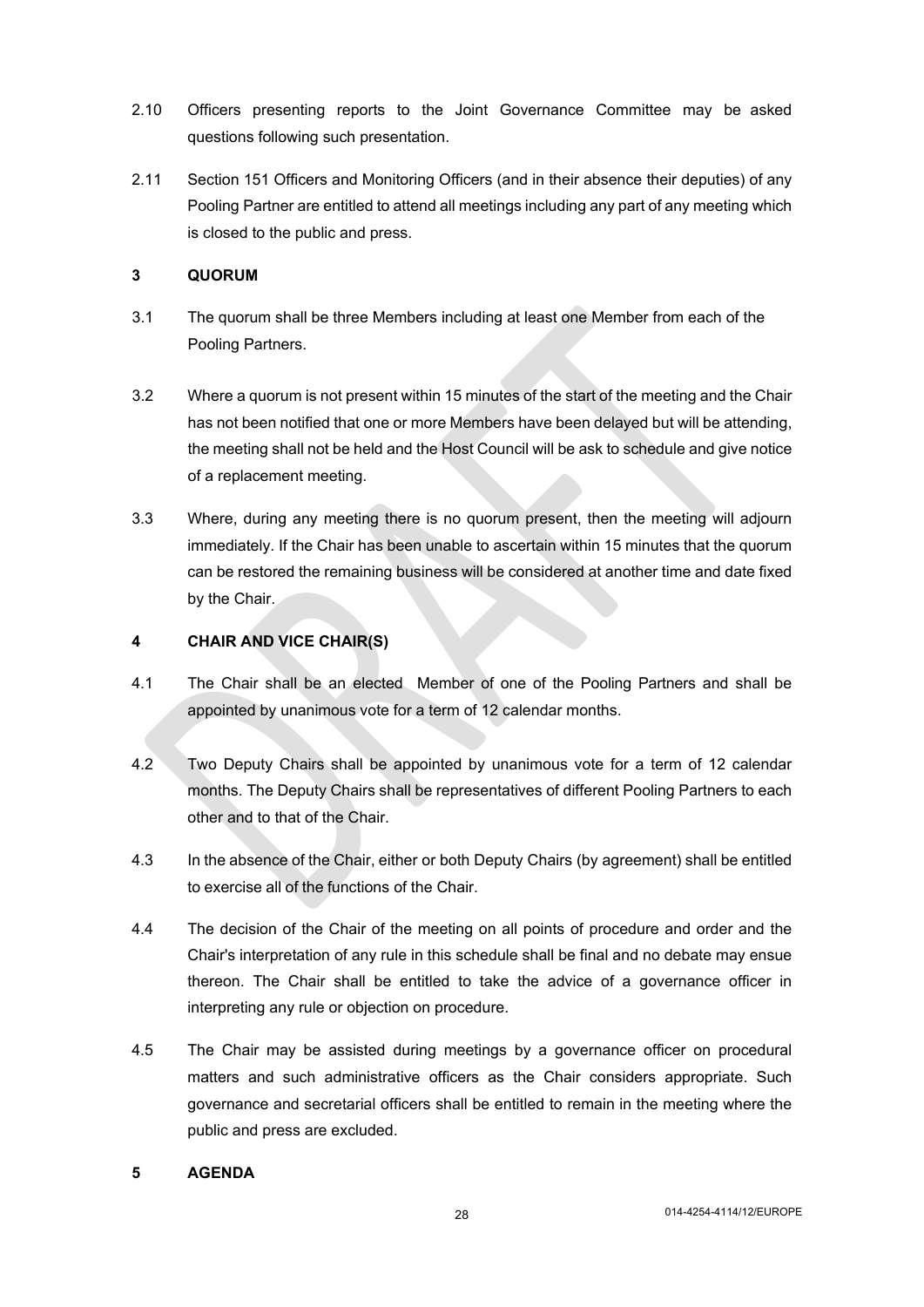2.10 Officers presenting reports to the Joint Governance Committee may be asked questions following such presentation.

2.11 Section 151 Officers and Monitoring Officers (and in their absence their deputies) of any Pooling Partner are entitled to attend all meetings including any part of any meeting which is closed to the public and press.

## 3 QUORUM

3.1 The quorum shall be three Members including at least one Member from each of the Pooling Partners.

3.2 Where a quorum is not present within 15 minutes of the start of the meeting and the Chair has not been notified that one or more Members have been delayed but will be attending, the meeting shall not be held and the Host Council will be ask to schedule and give notice of a replacement meeting.

3.3 Where, during any meeting there is no quorum present, then the meeting will adjourn immediately. If the Chair has been unable to ascertain within 15 minutes that the quorum can be restored the remaining business will be considered at another time and date fixed by the Chair.

## 4 CHAIR AND VICE CHAIR(S)

4.1 The Chair shall be an elected Member of one of the Pooling Partners and shall be appointed by unanimous vote for a term of 12 calendar months.

4.2 Two Deputy Chairs shall be appointed by unanimous vote for a term of 12 calendar months. The Deputy Chairs shall be representatives of different Pooling Partners to each other and to that of the Chair.

4.3 In the absence of the Chair, either or both Deputy Chairs (by agreement) shall be entitled to exercise all of the functions of the Chair.

4.4 The decision of the Chair of the meeting on all points of procedure and order and the Chair's interpretation of any rule in this schedule shall be final and no debate may ensue thereon. The Chair shall be entitled to take the advice of a governance officer in interpreting any rule or objection on procedure.

4.5 The Chair may be assisted during meetings by a governance officer on procedural matters and such administrative officers as the Chair considers appropriate. Such governance and secretarial officers shall be entitled to remain in the meeting where the public and press are excluded.

## 5 AGENDA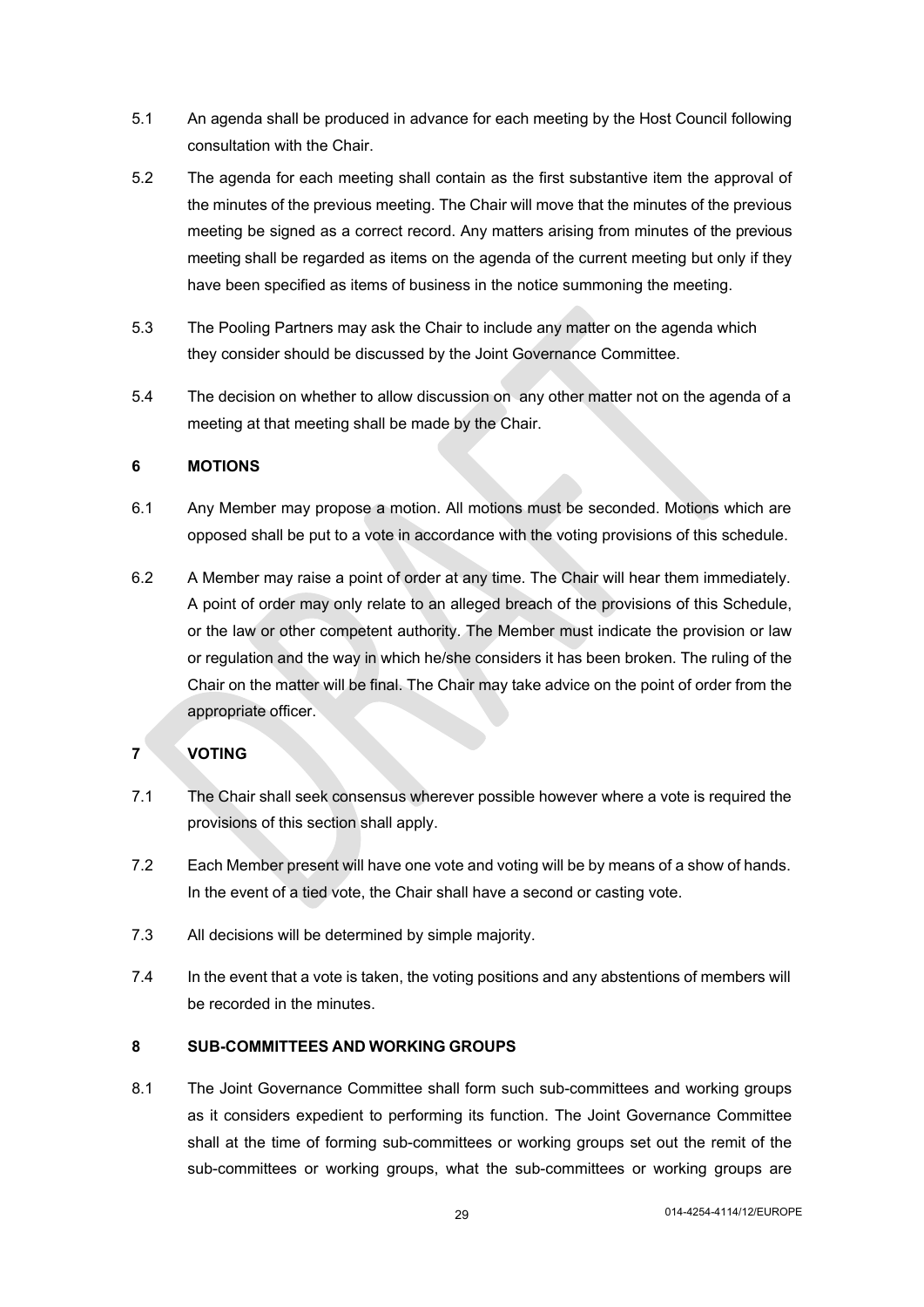5.1 An agenda shall be produced in advance for each meeting by the Host Council following consultation with the Chair.

5.2 The agenda for each meeting shall contain as the first substantive item the approval of the minutes of the previous meeting. The Chair will move that the minutes of the previous meeting be signed as a correct record. Any matters arising from minutes of the previous meeting shall be regarded as items on the agenda of the current meeting but only if they have been specified as items of business in the notice summoning the meeting.

5.3 The Pooling Partners may ask the Chair to include any matter on the agenda which they consider should be discussed by the Joint Governance Committee.

5.4 The decision on whether to allow discussion on any other matter not on the agenda of a meeting at that meeting shall be made by the Chair.

## 6 MOTIONS

6.1 Any Member may propose a motion. All motions must be seconded. Motions which are opposed shall be put to a vote in accordance with the voting provisions of this schedule.

6.2 A Member may raise a point of order at any time. The Chair will hear them immediately. A point of order may only relate to an alleged breach of the provisions of this Schedule, or the law or other competent authority. The Member must indicate the provision or law or regulation and the way in which he/she considers it has been broken. The ruling of the Chair on the matter will be final. The Chair may take advice on the point of order from the appropriate officer.

## 7 VOTING

7.1 The Chair shall seek consensus wherever possible however where a vote is required the provisions of this section shall apply.

7.2 Each Member present will have one vote and voting will be by means of a show of hands. In the event of a tied vote, the Chair shall have a second or casting vote.

7.3 All decisions will be determined by simple majority.

7.4 In the event that a vote is taken, the voting positions and any abstentions of members will be recorded in the minutes.

## 8 SUB-COMMITTEES AND WORKING GROUPS

8.1 The Joint Governance Committee shall form such sub-committees and working groups as it considers expedient to performing its function. The Joint Governance Committee shall at the time of forming sub-committees or working groups set out the remit of the sub-committees or working groups, what the sub-committees or working groups are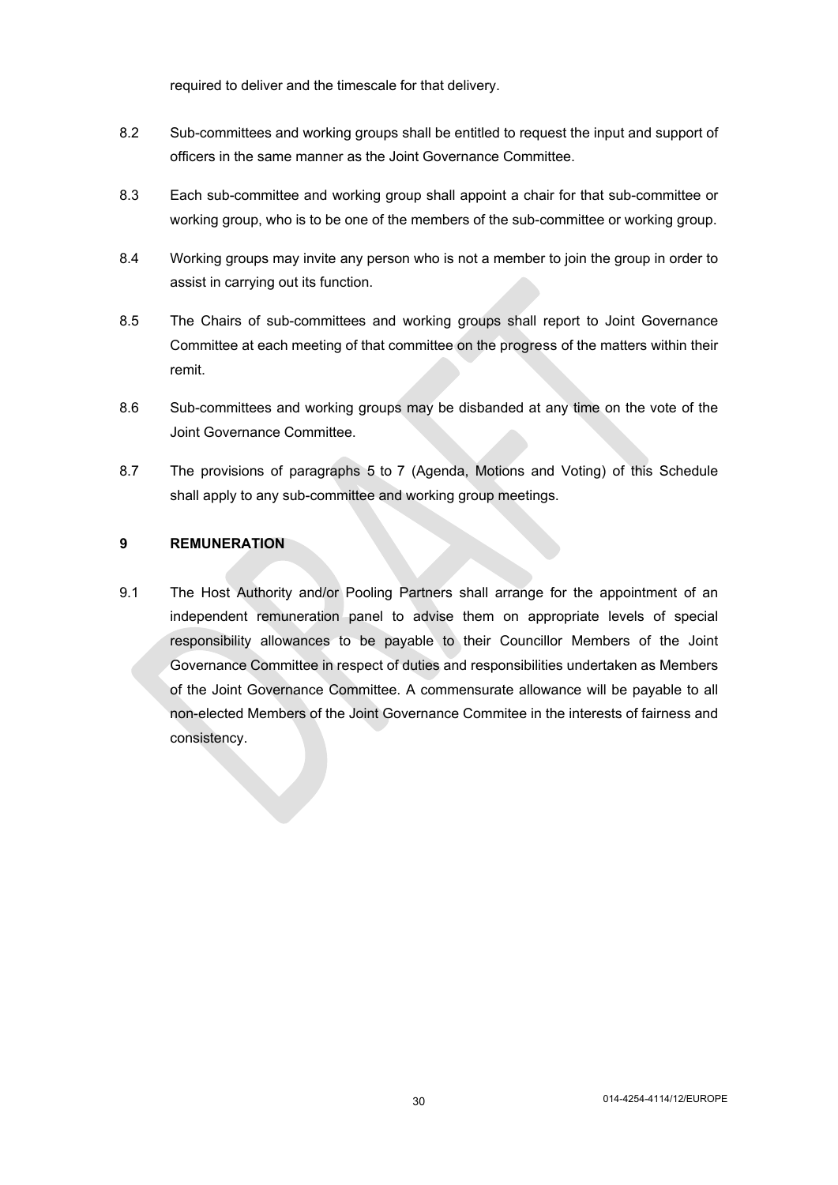required to deliver and the timescale for that delivery.

8.2 Sub-committees and working groups shall be entitled to request the input and support of officers in the same manner as the Joint Governance Committee.

8.3 Each sub-committee and working group shall appoint a chair for that sub-committee or working group, who is to be one of the members of the sub-committee or working group.

8.4 Working groups may invite any person who is not a member to join the group in order to assist in carrying out its function.

8.5 The Chairs of sub-committees and working groups shall report to Joint Governance Committee at each meeting of that committee on the progress of the matters within their remit.

8.6 Sub-committees and working groups may be disbanded at any time on the vote of the Joint Governance Committee.

8.7 The provisions of paragraphs 5 to 7 (Agenda, Motions and Voting) of this Schedule shall apply to any sub-committee and working group meetings.

## 9 REMUNERATION

9.1 The Host Authority and/or Pooling Partners shall arrange for the appointment of an independent remuneration panel to advise them on appropriate levels of special responsibility allowances to be payable to their Councillor Members of the Joint Governance Committee in respect of duties and responsibilities undertaken as Members of the Joint Governance Committee. A commensurate allowance will be payable to all non-elected Members of the Joint Governance Commitee in the interests of fairness and consistency.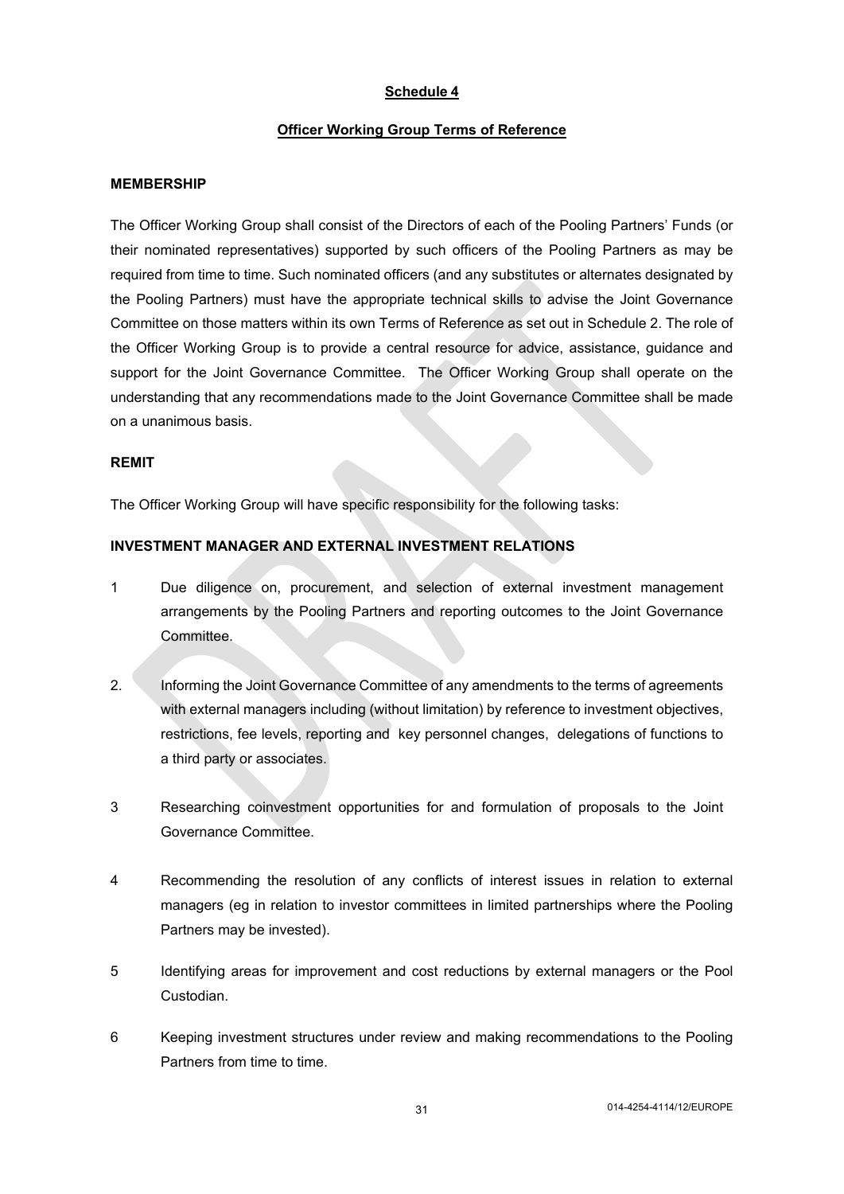## Schedule 4

## Officer Working Group Terms of Reference

### MEMBERSHIP

The Officer Working Group shall consist of the Directors of each of the Pooling Partners' Funds (or their nominated representatives) supported by such officers of the Pooling Partners as may be required from time to time. Such nominated officers (and any substitutes or alternates designated by the Pooling Partners) must have the appropriate technical skills to advise the Joint Governance Committee on those matters within its own Terms of Reference as set out in Schedule 2. The role of the Officer Working Group is to provide a central resource for advice, assistance, guidance and support for the Joint Governance Committee. The Officer Working Group shall operate on the understanding that any recommendations made to the Joint Governance Committee shall be made on a unanimous basis.

### REMIT

The Officer Working Group will have specific responsibility for the following tasks:

### INVESTMENT MANAGER AND EXTERNAL INVESTMENT RELATIONS

1 Due diligence on, procurement, and selection of external investment management arrangements by the Pooling Partners and reporting outcomes to the Joint Governance Committee.

2. Informing the Joint Governance Committee of any amendments to the terms of agreements with external managers including (without limitation) by reference to investment objectives, restrictions, fee levels, reporting and key personnel changes, delegations of functions to a third party or associates.

3 Researching coinvestment opportunities for and formulation of proposals to the Joint Governance Committee.

4 Recommending the resolution of any conflicts of interest issues in relation to external managers (eg in relation to investor committees in limited partnerships where the Pooling Partners may be invested).

5 Identifying areas for improvement and cost reductions by external managers or the Pool Custodian.

6 Keeping investment structures under review and making recommendations to the Pooling Partners from time to time.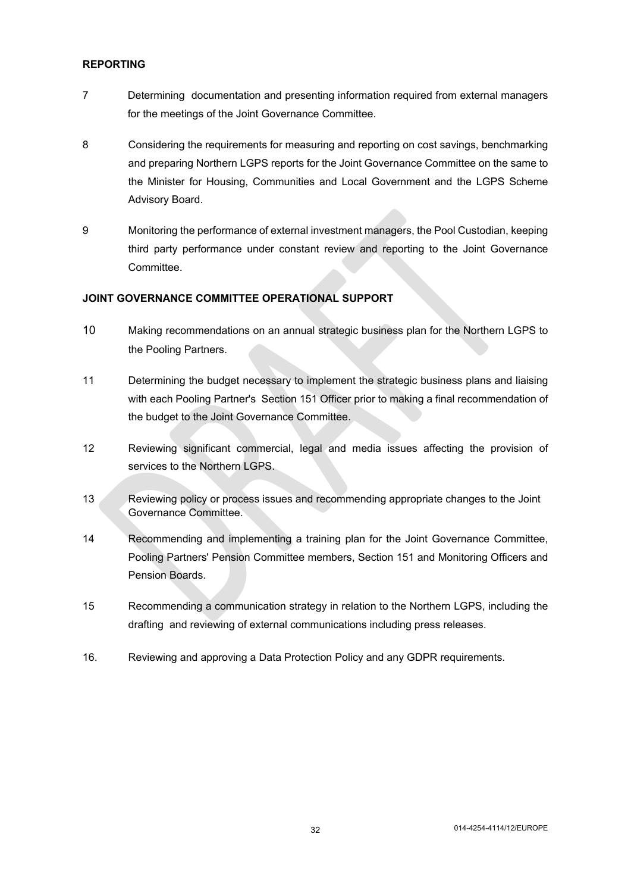**REPORTING**

7 Determining documentation and presenting information required from external managers for the meetings of the Joint Governance Committee.

8 Considering the requirements for measuring and reporting on cost savings, benchmarking and preparing Northern LGPS reports for the Joint Governance Committee on the same to the Minister for Housing, Communities and Local Government and the LGPS Scheme Advisory Board.

9 Monitoring the performance of external investment managers, the Pool Custodian, keeping third party performance under constant review and reporting to the Joint Governance Committee.

**JOINT GOVERNANCE COMMITTEE OPERATIONAL SUPPORT**

10 Making recommendations on an annual strategic business plan for the Northern LGPS to the Pooling Partners.

11 Determining the budget necessary to implement the strategic business plans and liaising with each Pooling Partner's Section 151 Officer prior to making a final recommendation of the budget to the Joint Governance Committee.

12 Reviewing significant commercial, legal and media issues affecting the provision of services to the Northern LGPS.

13 Reviewing policy or process issues and recommending appropriate changes to the Joint Governance Committee.

14 Recommending and implementing a training plan for the Joint Governance Committee, Pooling Partners' Pension Committee members, Section 151 and Monitoring Officers and Pension Boards.

15 Recommending a communication strategy in relation to the Northern LGPS, including the drafting and reviewing of external communications including press releases.

16. Reviewing and approving a Data Protection Policy and any GDPR requirements.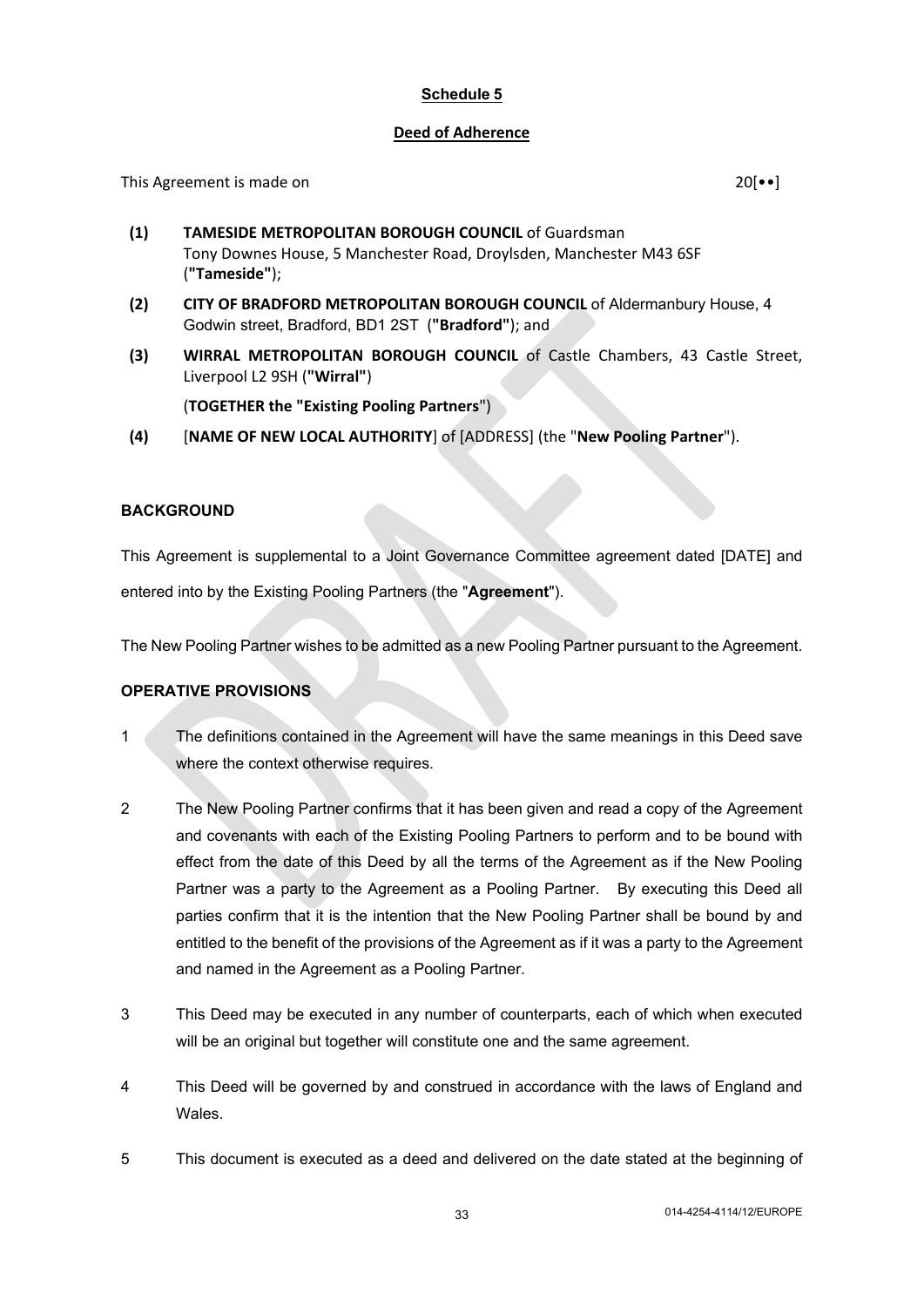**Schedule 5**

**Deed of Adherence**

This Agreement is made on 20[••]

**(1)** **TAMESIDE METROPOLITAN BOROUGH COUNCIL** of Guardsman Tony Downes House, 5 Manchester Road, Droylsden, Manchester M43 6SF (**"Tameside"**);

**(2)** **CITY OF BRADFORD METROPOLITAN BOROUGH COUNCIL** of Aldermanbury House, 4 Godwin street, Bradford, BD1 2ST (**"Bradford"**); and

**(3)** **WIRRAL METROPOLITAN BOROUGH COUNCIL** of Castle Chambers, 43 Castle Street, Liverpool L2 9SH (**"Wirral"**)

(**TOGETHER the "Existing Pooling Partners"**)

**(4)** [**NAME OF NEW LOCAL AUTHORITY**] of [ADDRESS] (the "**New Pooling Partner**").

**BACKGROUND**

This Agreement is supplemental to a Joint Governance Committee agreement dated [DATE] and entered into by the Existing Pooling Partners (the "**Agreement**").

The New Pooling Partner wishes to be admitted as a new Pooling Partner pursuant to the Agreement.

**OPERATIVE PROVISIONS**

1 The definitions contained in the Agreement will have the same meanings in this Deed save where the context otherwise requires.

2 The New Pooling Partner confirms that it has been given and read a copy of the Agreement and covenants with each of the Existing Pooling Partners to perform and to be bound with effect from the date of this Deed by all the terms of the Agreement as if the New Pooling Partner was a party to the Agreement as a Pooling Partner. By executing this Deed all parties confirm that it is the intention that the New Pooling Partner shall be bound by and entitled to the benefit of the provisions of the Agreement as if it was a party to the Agreement and named in the Agreement as a Pooling Partner.

3 This Deed may be executed in any number of counterparts, each of which when executed will be an original but together will constitute one and the same agreement.

4 This Deed will be governed by and construed in accordance with the laws of England and Wales.

5 This document is executed as a deed and delivered on the date stated at the beginning of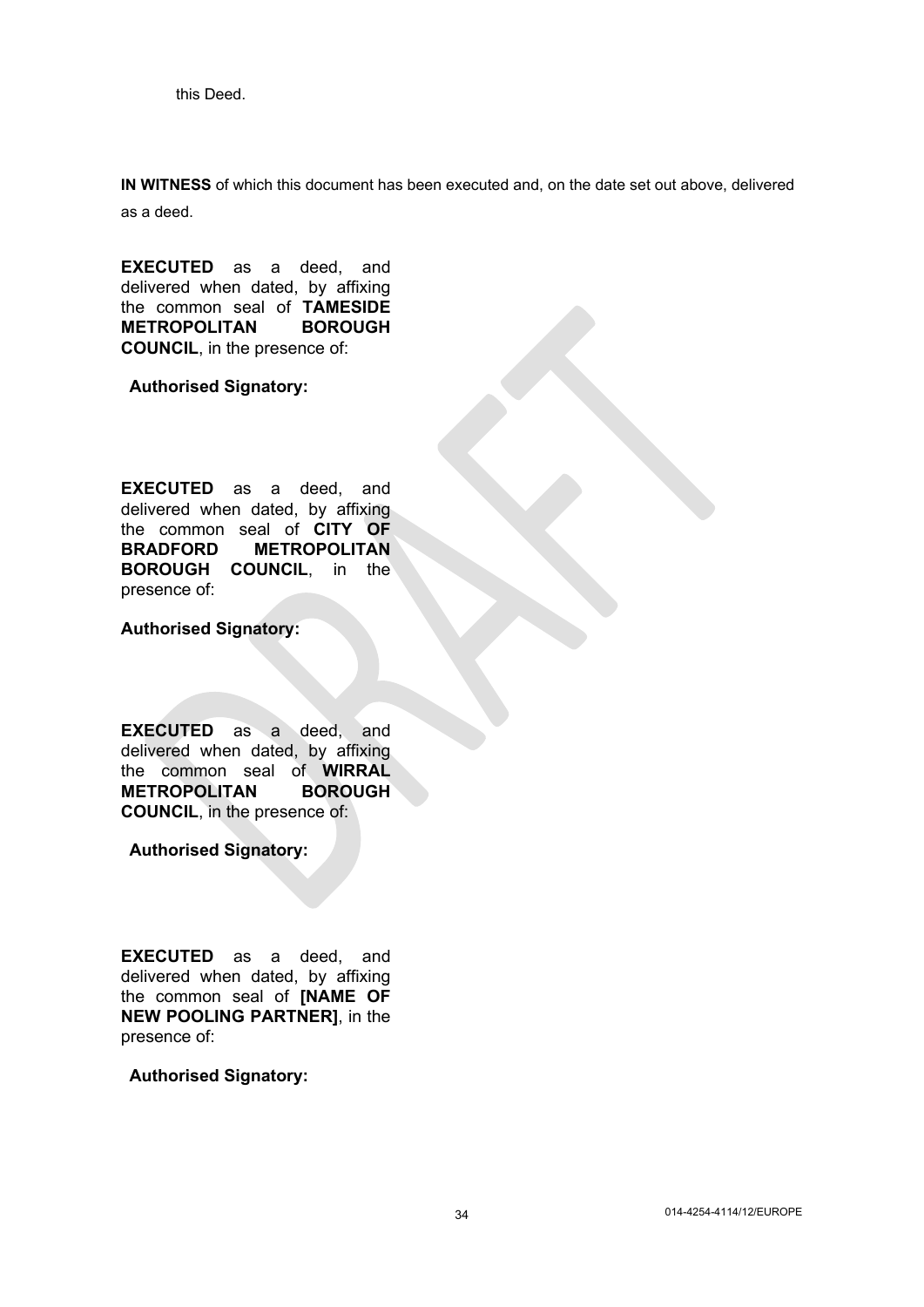this Deed.

**IN WITNESS** of which this document has been executed and, on the date set out above, delivered as a deed.

**EXECUTED** as a deed, and delivered when dated, by affixing the common seal of **TAMESIDE METROPOLITAN BOROUGH COUNCIL**, in the presence of:

**Authorised Signatory:**

**EXECUTED** as a deed, and delivered when dated, by affixing the common seal of **CITY OF BRADFORD METROPOLITAN BOROUGH COUNCIL**, in the presence of:

**Authorised Signatory:**

**EXECUTED** as a deed, and delivered when dated, by affixing the common seal of **WIRRAL METROPOLITAN BOROUGH COUNCIL**, in the presence of:

**Authorised Signatory:**

**EXECUTED** as a deed, and delivered when dated, by affixing the common seal of **[NAME OF NEW POOLING PARTNER]**, in the presence of:

**Authorised Signatory:**

014-4254-4114/12/EUROPE